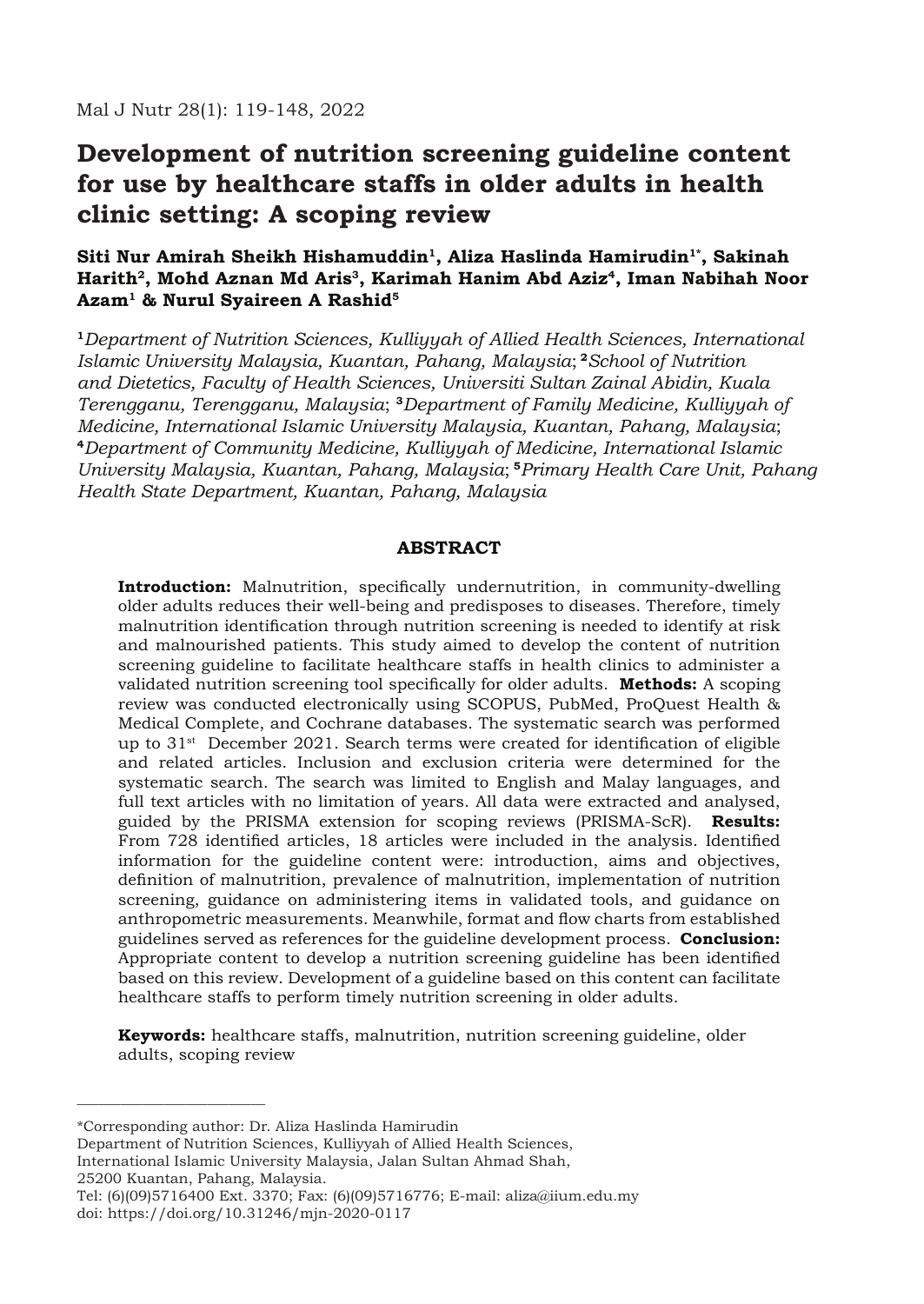# Development of nutrition screening guideline content for use by healthcare staffs in older adults in health clinic setting: A scoping review

**Siti Nur Amirah Sheikh Hishamuddin[1], Aliza Haslinda Hamirudin[1*], Sakinah Harith[2], Mohd Aznan Md Aris[3], Karimah Hanim Abd Aziz[4], Iman Nabihah Noor Azam[1] & Nurul Syaireen A Rashid[5]**

[1]*Department of Nutrition Sciences, Kulliyyah of Allied Health Sciences, International Islamic University Malaysia, Kuantan, Pahang, Malaysia*; [2]*School of Nutrition and Dietetics, Faculty of Health Sciences, Universiti Sultan Zainal Abidin, Kuala Terengganu, Terengganu, Malaysia*; [3]*Department of Family Medicine, Kulliyyah of Medicine, International Islamic University Malaysia, Kuantan, Pahang, Malaysia*; [4]*Department of Community Medicine, Kulliyyah of Medicine, International Islamic University Malaysia, Kuantan, Pahang, Malaysia*; [5]*Primary Health Care Unit, Pahang Health State Department, Kuantan, Pahang, Malaysia*

## ABSTRACT

**Introduction:** Malnutrition, specifically undernutrition, in community-dwelling older adults reduces their well-being and predisposes to diseases. Therefore, timely malnutrition identification through nutrition screening is needed to identify at risk and malnourished patients. This study aimed to develop the content of nutrition screening guideline to facilitate healthcare staffs in health clinics to administer a validated nutrition screening tool specifically for older adults. **Methods:** A scoping review was conducted electronically using SCOPUS, PubMed, ProQuest Health & Medical Complete, and Cochrane databases. The systematic search was performed up to 31st December 2021. Search terms were created for identification of eligible and related articles. Inclusion and exclusion criteria were determined for the systematic search. The search was limited to English and Malay languages, and full text articles with no limitation of years. All data were extracted and analysed, guided by the PRISMA extension for scoping reviews (PRISMA-ScR). **Results:** From 728 identified articles, 18 articles were included in the analysis. Identified information for the guideline content were: introduction, aims and objectives, definition of malnutrition, prevalence of malnutrition, implementation of nutrition screening, guidance on administering items in validated tools, and guidance on anthropometric measurements. Meanwhile, format and flow charts from established guidelines served as references for the guideline development process. **Conclusion:** Appropriate content to develop a nutrition screening guideline has been identified based on this review. Development of a guideline based on this content can facilitate healthcare staffs to perform timely nutrition screening in older adults.

**Keywords:** healthcare staffs, malnutrition, nutrition screening guideline, older adults, scoping review

---

*Corresponding author: Dr. Aliza Haslinda Hamirudin
Department of Nutrition Sciences, Kulliyyah of Allied Health Sciences,
International Islamic University Malaysia, Jalan Sultan Ahmad Shah,
25200 Kuantan, Pahang, Malaysia.
Tel: (6)(09)5716400 Ext. 3370; Fax: (6)(09)5716776; E-mail: aliza@iium.edu.my
doi: https://doi.org/10.31246/mjn-2020-0117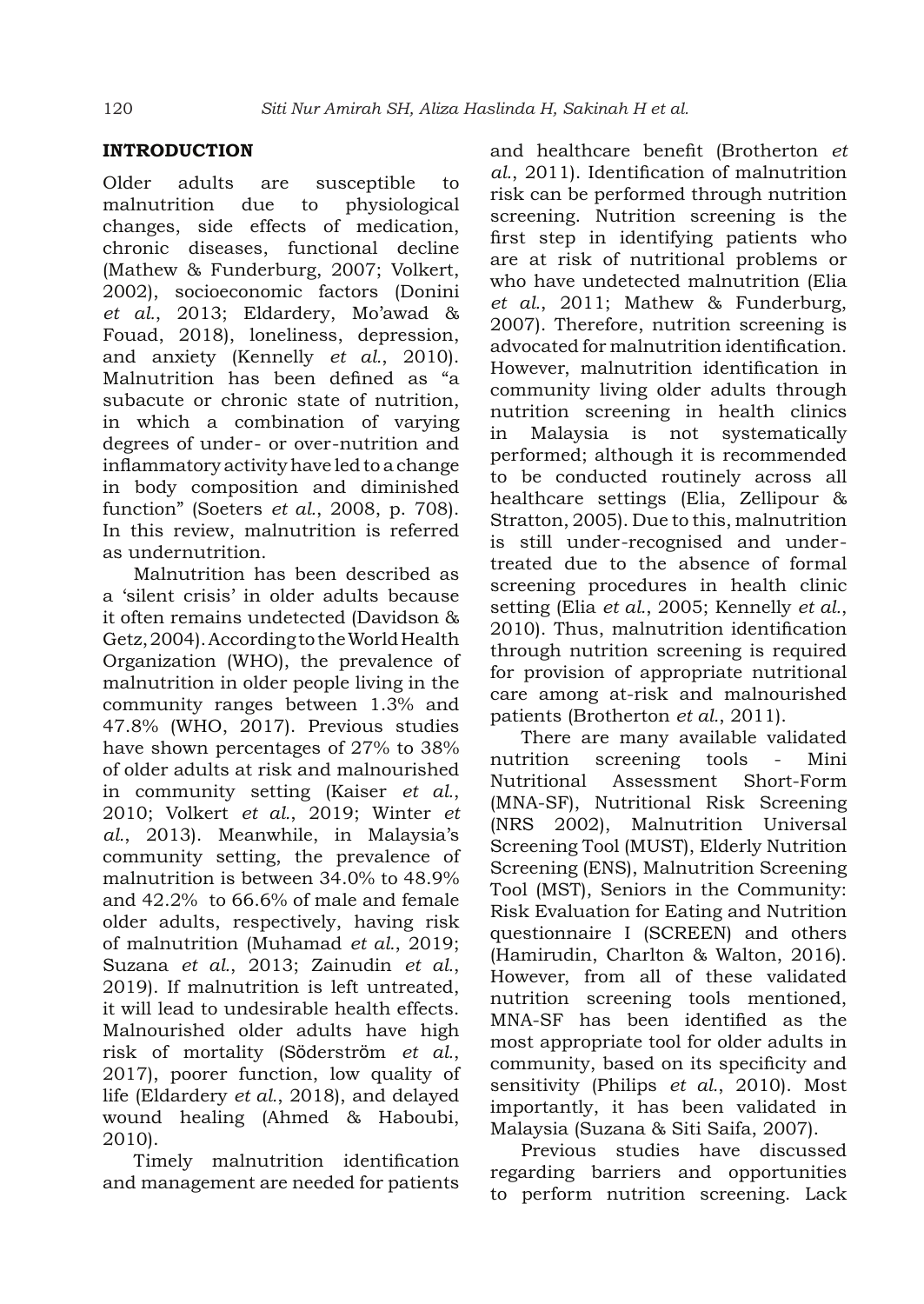## INTRODUCTION

Older adults are susceptible to malnutrition due to physiological changes, side effects of medication, chronic diseases, functional decline (Mathew & Funderburg, 2007; Volkert, 2002), socioeconomic factors (Donini *et al.*, 2013; Eldardery, Mo'awad & Fouad, 2018), loneliness, depression, and anxiety (Kennelly *et al.*, 2010). Malnutrition has been defined as "a subacute or chronic state of nutrition, in which a combination of varying degrees of under- or over-nutrition and inflammatory activity have led to a change in body composition and diminished function" (Soeters *et al.*, 2008, p. 708). In this review, malnutrition is referred as undernutrition.

Malnutrition has been described as a 'silent crisis' in older adults because it often remains undetected (Davidson & Getz, 2004). According to the World Health Organization (WHO), the prevalence of malnutrition in older people living in the community ranges between 1.3% and 47.8% (WHO, 2017). Previous studies have shown percentages of 27% to 38% of older adults at risk and malnourished in community setting (Kaiser *et al.*, 2010; Volkert *et al.*, 2019; Winter *et al.*, 2013). Meanwhile, in Malaysia's community setting, the prevalence of malnutrition is between 34.0% to 48.9% and 42.2% to 66.6% of male and female older adults, respectively, having risk of malnutrition (Muhamad *et al.*, 2019; Suzana *et al.*, 2013; Zainudin *et al.*, 2019). If malnutrition is left untreated, it will lead to undesirable health effects. Malnourished older adults have high risk of mortality (Söderström *et al.*, 2017), poorer function, low quality of life (Eldardery *et al.*, 2018), and delayed wound healing (Ahmed & Haboubi, 2010).

Timely malnutrition identification and management are needed for patients and healthcare benefit (Brotherton *et al.*, 2011). Identification of malnutrition risk can be performed through nutrition screening. Nutrition screening is the first step in identifying patients who are at risk of nutritional problems or who have undetected malnutrition (Elia *et al.*, 2011; Mathew & Funderburg, 2007). Therefore, nutrition screening is advocated for malnutrition identification. However, malnutrition identification in community living older adults through nutrition screening in health clinics in Malaysia is not systematically performed; although it is recommended to be conducted routinely across all healthcare settings (Elia, Zellipour & Stratton, 2005). Due to this, malnutrition is still under-recognised and under-treated due to the absence of formal screening procedures in health clinic setting (Elia *et al.*, 2005; Kennelly *et al.*, 2010). Thus, malnutrition identification through nutrition screening is required for provision of appropriate nutritional care among at-risk and malnourished patients (Brotherton *et al.*, 2011).

There are many available validated nutrition screening tools - Mini Nutritional Assessment Short-Form (MNA-SF), Nutritional Risk Screening (NRS 2002), Malnutrition Universal Screening Tool (MUST), Elderly Nutrition Screening (ENS), Malnutrition Screening Tool (MST), Seniors in the Community: Risk Evaluation for Eating and Nutrition questionnaire I (SCREEN) and others (Hamirudin, Charlton & Walton, 2016). However, from all of these validated nutrition screening tools mentioned, MNA-SF has been identified as the most appropriate tool for older adults in community, based on its specificity and sensitivity (Philips *et al.*, 2010). Most importantly, it has been validated in Malaysia (Suzana & Siti Saifa, 2007).

Previous studies have discussed regarding barriers and opportunities to perform nutrition screening. Lack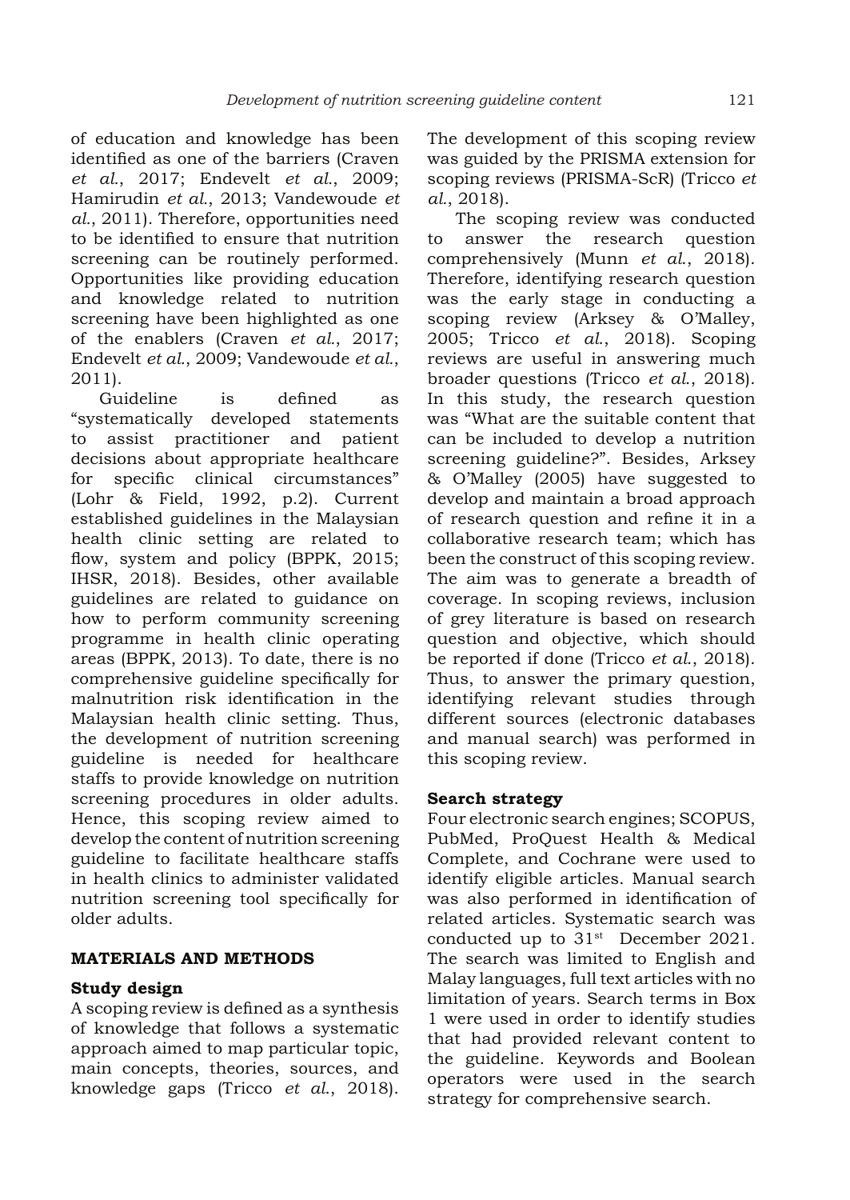of education and knowledge has been identified as one of the barriers (Craven *et al.*, 2017; Endevelt *et al.*, 2009; Hamirudin *et al.*, 2013; Vandewoude *et al.*, 2011). Therefore, opportunities need to be identified to ensure that nutrition screening can be routinely performed. Opportunities like providing education and knowledge related to nutrition screening have been highlighted as one of the enablers (Craven *et al.*, 2017; Endevelt *et al.*, 2009; Vandewoude *et al.*, 2011).

Guideline is defined as "systematically developed statements to assist practitioner and patient decisions about appropriate healthcare for specific clinical circumstances" (Lohr & Field, 1992, p.2). Current established guidelines in the Malaysian health clinic setting are related to flow, system and policy (BPPK, 2015; IHSR, 2018). Besides, other available guidelines are related to guidance on how to perform community screening programme in health clinic operating areas (BPPK, 2013). To date, there is no comprehensive guideline specifically for malnutrition risk identification in the Malaysian health clinic setting. Thus, the development of nutrition screening guideline is needed for healthcare staffs to provide knowledge on nutrition screening procedures in older adults. Hence, this scoping review aimed to develop the content of nutrition screening guideline to facilitate healthcare staffs in health clinics to administer validated nutrition screening tool specifically for older adults.

## MATERIALS AND METHODS

### Study design

A scoping review is defined as a synthesis of knowledge that follows a systematic approach aimed to map particular topic, main concepts, theories, sources, and knowledge gaps (Tricco *et al.*, 2018). The development of this scoping review was guided by the PRISMA extension for scoping reviews (PRISMA-ScR) (Tricco *et al.*, 2018).

The scoping review was conducted to answer the research question comprehensively (Munn *et al.*, 2018). Therefore, identifying research question was the early stage in conducting a scoping review (Arksey & O'Malley, 2005; Tricco *et al.*, 2018). Scoping reviews are useful in answering much broader questions (Tricco *et al.*, 2018). In this study, the research question was "What are the suitable content that can be included to develop a nutrition screening guideline?". Besides, Arksey & O'Malley (2005) have suggested to develop and maintain a broad approach of research question and refine it in a collaborative research team; which has been the construct of this scoping review. The aim was to generate a breadth of coverage. In scoping reviews, inclusion of grey literature is based on research question and objective, which should be reported if done (Tricco *et al.*, 2018). Thus, to answer the primary question, identifying relevant studies through different sources (electronic databases and manual search) was performed in this scoping review.

### Search strategy

Four electronic search engines; SCOPUS, PubMed, ProQuest Health & Medical Complete, and Cochrane were used to identify eligible articles. Manual search was also performed in identification of related articles. Systematic search was conducted up to 31st December 2021. The search was limited to English and Malay languages, full text articles with no limitation of years. Search terms in Box 1 were used in order to identify studies that had provided relevant content to the guideline. Keywords and Boolean operators were used in the search strategy for comprehensive search.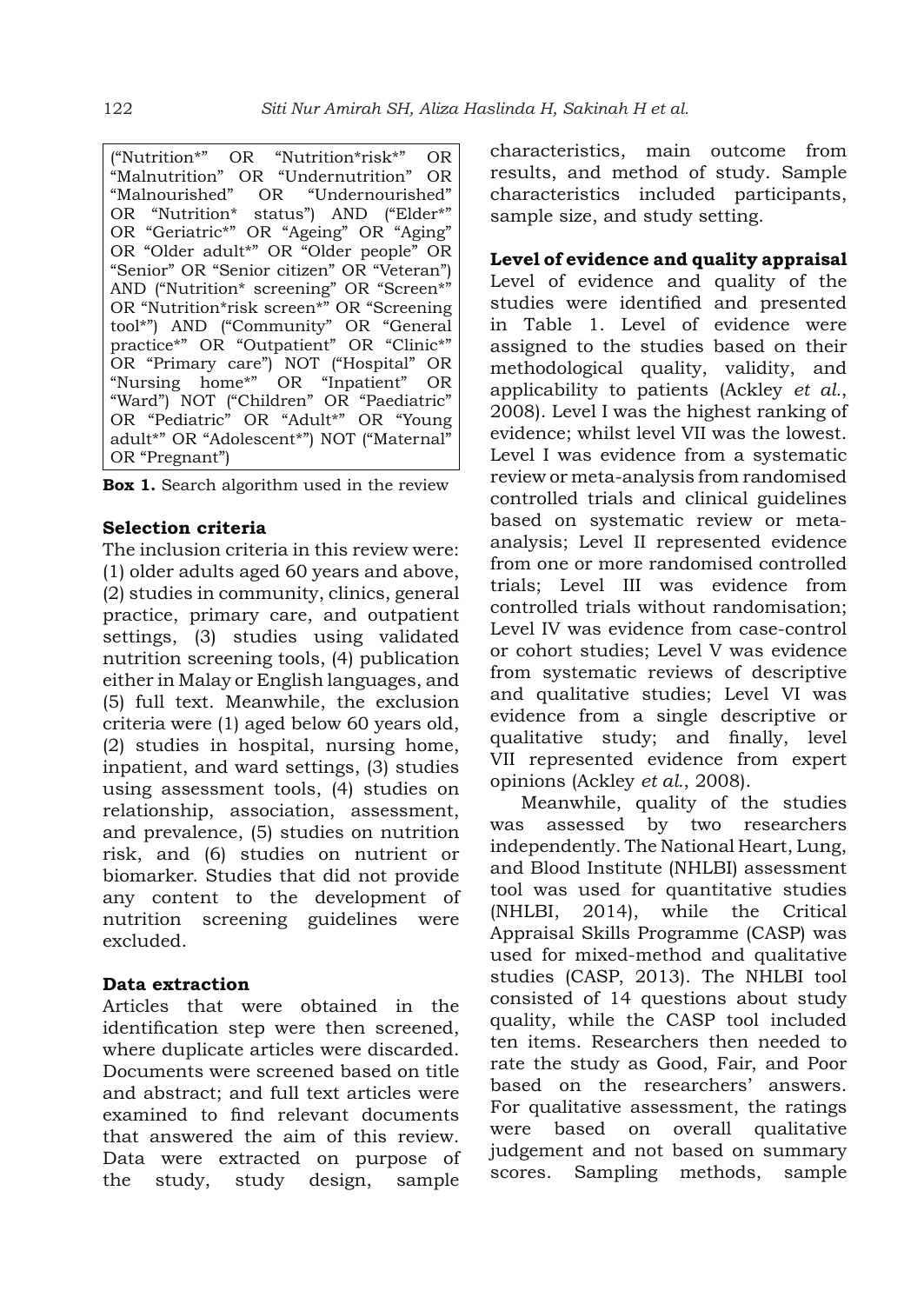("Nutrition*" OR "Nutrition*risk*" OR "Malnutrition" OR "Undernutrition" OR "Malnourished" OR "Undernourished" OR "Nutrition* status") AND ("Elder*" OR "Geriatric*" OR "Ageing" OR "Aging" OR "Older adult*" OR "Older people" OR "Senior" OR "Senior citizen" OR "Veteran") AND ("Nutrition* screening" OR "Screen*" OR "Nutrition*risk screen*" OR "Screening tool*") AND ("Community" OR "General practice*" OR "Outpatient" OR "Clinic*" OR "Primary care") NOT ("Hospital" OR "Nursing home*" OR "Inpatient" OR "Ward") NOT ("Children" OR "Paediatric" OR "Pediatric" OR "Adult*" OR "Young adult*" OR "Adolescent*") NOT ("Maternal" OR "Pregnant")

**Box 1.** Search algorithm used in the review

### Selection criteria

The inclusion criteria in this review were: (1) older adults aged 60 years and above, (2) studies in community, clinics, general practice, primary care, and outpatient settings, (3) studies using validated nutrition screening tools, (4) publication either in Malay or English languages, and (5) full text. Meanwhile, the exclusion criteria were (1) aged below 60 years old, (2) studies in hospital, nursing home, inpatient, and ward settings, (3) studies using assessment tools, (4) studies on relationship, association, assessment, and prevalence, (5) studies on nutrition risk, and (6) studies on nutrient or biomarker. Studies that did not provide any content to the development of nutrition screening guidelines were excluded.

### Data extraction

Articles that were obtained in the identification step were then screened, where duplicate articles were discarded. Documents were screened based on title and abstract; and full text articles were examined to find relevant documents that answered the aim of this review. Data were extracted on purpose of the study, study design, sample characteristics, main outcome from results, and method of study. Sample characteristics included participants, sample size, and study setting.

### Level of evidence and quality appraisal

Level of evidence and quality of the studies were identified and presented in Table 1. Level of evidence were assigned to the studies based on their methodological quality, validity, and applicability to patients (Ackley *et al.*, 2008). Level I was the highest ranking of evidence; whilst level VII was the lowest. Level I was evidence from a systematic review or meta-analysis from randomised controlled trials and clinical guidelines based on systematic review or meta-analysis; Level II represented evidence from one or more randomised controlled trials; Level III was evidence from controlled trials without randomisation; Level IV was evidence from case-control or cohort studies; Level V was evidence from systematic reviews of descriptive and qualitative studies; Level VI was evidence from a single descriptive or qualitative study; and finally, level VII represented evidence from expert opinions (Ackley *et al.*, 2008).

Meanwhile, quality of the studies was assessed by two researchers independently. The National Heart, Lung, and Blood Institute (NHLBI) assessment tool was used for quantitative studies (NHLBI, 2014), while the Critical Appraisal Skills Programme (CASP) was used for mixed-method and qualitative studies (CASP, 2013). The NHLBI tool consisted of 14 questions about study quality, while the CASP tool included ten items. Researchers then needed to rate the study as Good, Fair, and Poor based on the researchers' answers. For qualitative assessment, the ratings were based on overall qualitative judgement and not based on summary scores. Sampling methods, sample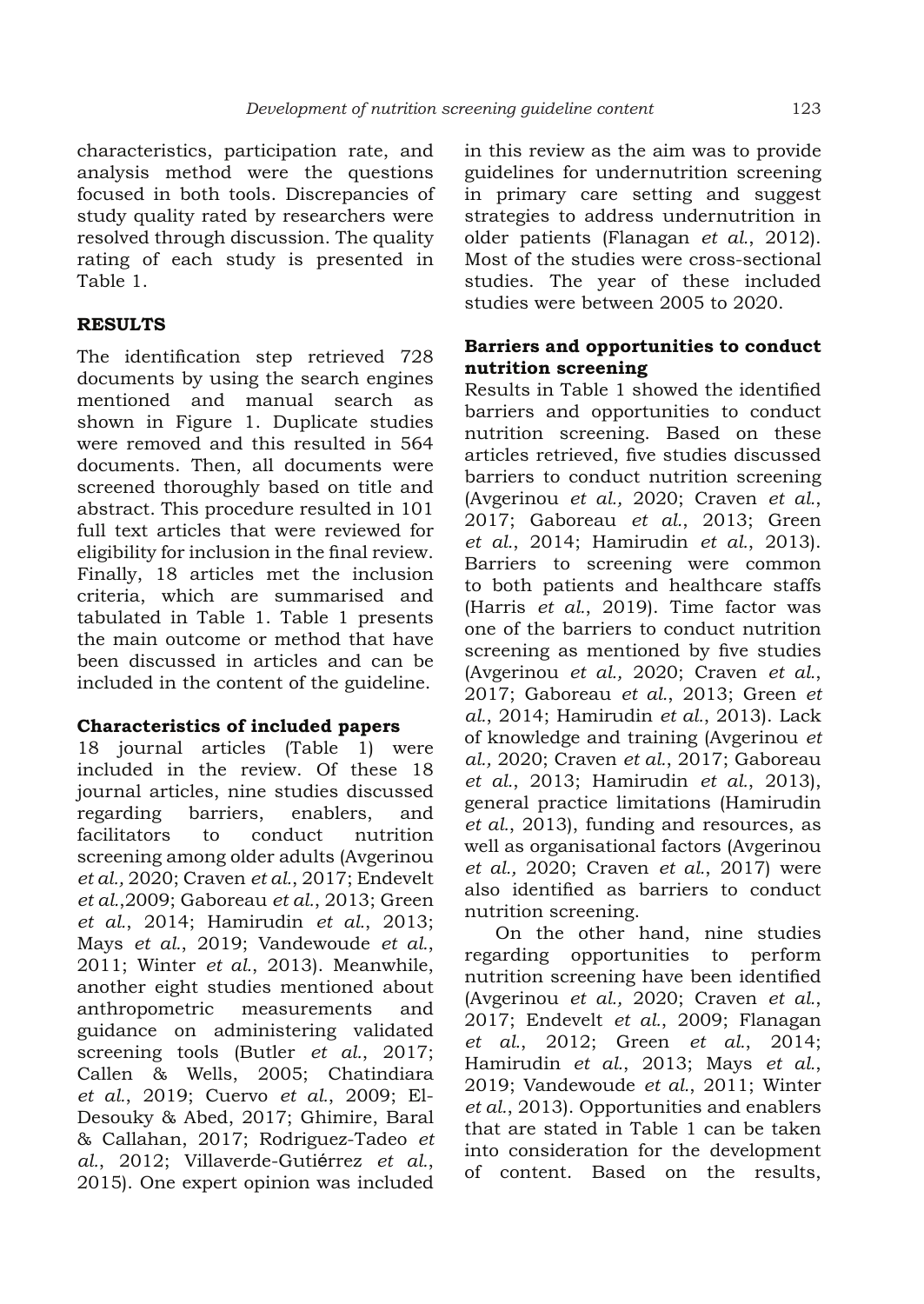characteristics, participation rate, and analysis method were the questions focused in both tools. Discrepancies of study quality rated by researchers were resolved through discussion. The quality rating of each study is presented in Table 1.

## RESULTS

The identification step retrieved 728 documents by using the search engines mentioned and manual search as shown in Figure 1. Duplicate studies were removed and this resulted in 564 documents. Then, all documents were screened thoroughly based on title and abstract. This procedure resulted in 101 full text articles that were reviewed for eligibility for inclusion in the final review. Finally, 18 articles met the inclusion criteria, which are summarised and tabulated in Table 1. Table 1 presents the main outcome or method that have been discussed in articles and can be included in the content of the guideline.

### Characteristics of included papers

18 journal articles (Table 1) were included in the review. Of these 18 journal articles, nine studies discussed regarding barriers, enablers, and facilitators to conduct nutrition screening among older adults (Avgerinou *et al.,* 2020; Craven *et al.*, 2017; Endevelt *et al.*,2009; Gaboreau *et al.*, 2013; Green *et al.*, 2014; Hamirudin *et al.*, 2013; Mays *et al.*, 2019; Vandewoude *et al.*, 2011; Winter *et al.*, 2013). Meanwhile, another eight studies mentioned about anthropometric measurements and guidance on administering validated screening tools (Butler *et al.*, 2017; Callen & Wells, 2005; Chatindiara *et al.*, 2019; Cuervo *et al.*, 2009; El-Desouky & Abed, 2017; Ghimire, Baral & Callahan, 2017; Rodriguez-Tadeo *et al.*, 2012; Villaverde-Gutiérrez *et al.*, 2015). One expert opinion was included in this review as the aim was to provide guidelines for undernutrition screening in primary care setting and suggest strategies to address undernutrition in older patients (Flanagan *et al.*, 2012). Most of the studies were cross-sectional studies. The year of these included studies were between 2005 to 2020.

### Barriers and opportunities to conduct nutrition screening

Results in Table 1 showed the identified barriers and opportunities to conduct nutrition screening. Based on these articles retrieved, five studies discussed barriers to conduct nutrition screening (Avgerinou *et al.,* 2020; Craven *et al.*, 2017; Gaboreau *et al.*, 2013; Green *et al.*, 2014; Hamirudin *et al.*, 2013). Barriers to screening were common to both patients and healthcare staffs (Harris *et al.*, 2019). Time factor was one of the barriers to conduct nutrition screening as mentioned by five studies (Avgerinou *et al.,* 2020; Craven *et al.*, 2017; Gaboreau *et al.*, 2013; Green *et al.*, 2014; Hamirudin *et al.*, 2013). Lack of knowledge and training (Avgerinou *et al.,* 2020; Craven *et al.*, 2017; Gaboreau *et al.*, 2013; Hamirudin *et al.*, 2013), general practice limitations (Hamirudin *et al.*, 2013), funding and resources, as well as organisational factors (Avgerinou *et al.,* 2020; Craven *et al.*, 2017) were also identified as barriers to conduct nutrition screening.

On the other hand, nine studies regarding opportunities to perform nutrition screening have been identified (Avgerinou *et al.,* 2020; Craven *et al.*, 2017; Endevelt *et al.*, 2009; Flanagan *et al.*, 2012; Green *et al.*, 2014; Hamirudin *et al.*, 2013; Mays *et al.*, 2019; Vandewoude *et al.*, 2011; Winter *et al.*, 2013). Opportunities and enablers that are stated in Table 1 can be taken into consideration for the development of content. Based on the results,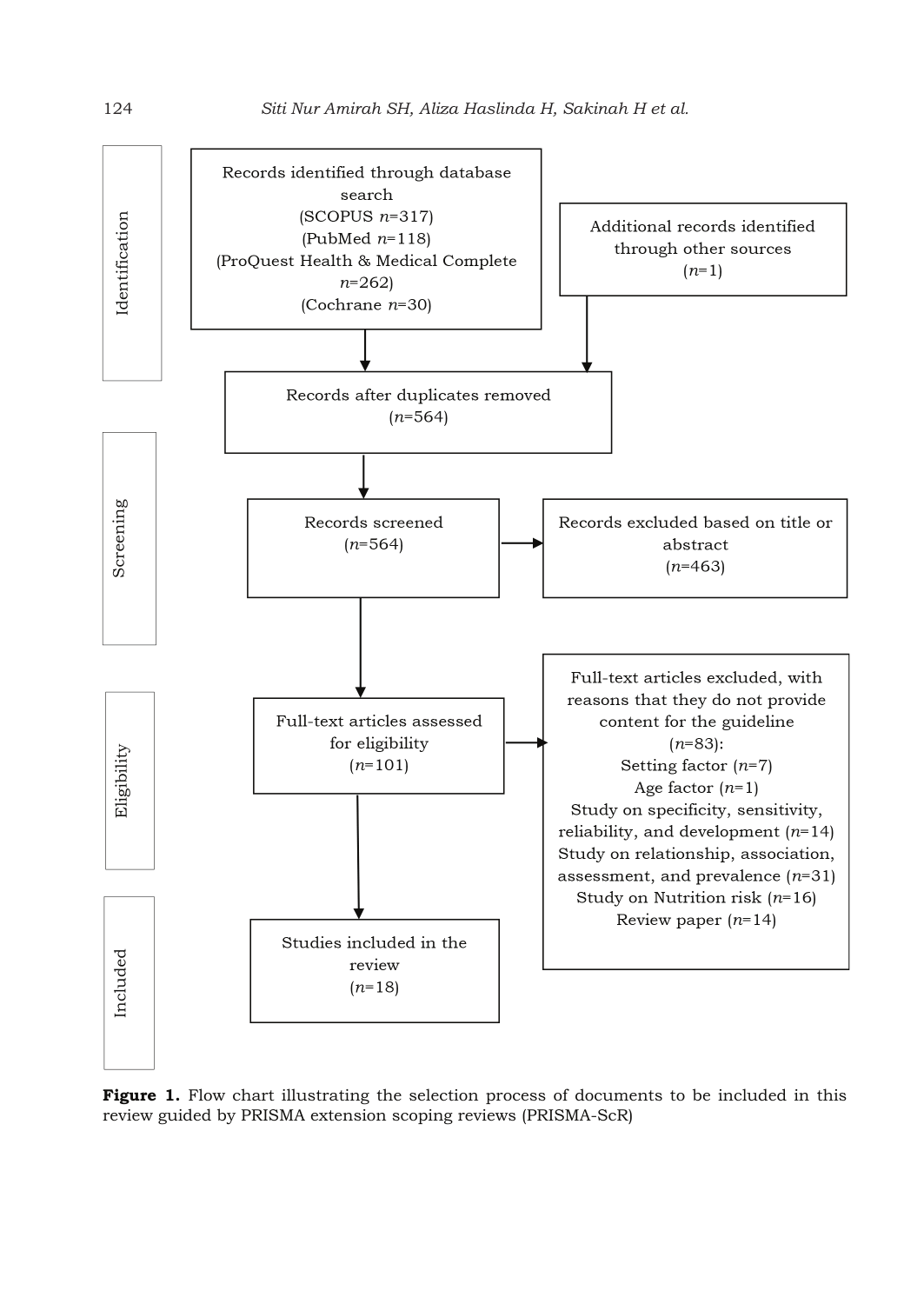**Identification**

Records identified through database search
(SCOPUS *n*=317)
(PubMed *n*=118)
(ProQuest Health & Medical Complete *n*=262)
(Cochrane *n*=30)

Additional records identified through other sources
(*n*=1)

Records after duplicates removed
(*n*=564)

**Screening**

Records screened
(*n*=564)

Records excluded based on title or abstract
(*n*=463)

**Eligibility**

Full-text articles assessed for eligibility
(*n*=101)

Full-text articles excluded, with reasons that they do not provide content for the guideline
(*n*=83):
Setting factor (*n*=7)
Age factor (*n*=1)
Study on specificity, sensitivity, reliability, and development (*n*=14)
Study on relationship, association, assessment, and prevalence (*n*=31)
Study on Nutrition risk (*n*=16)
Review paper (*n*=14)

**Included**

Studies included in the review
(*n*=18)

**Figure 1.** Flow chart illustrating the selection process of documents to be included in this review guided by PRISMA extension scoping reviews (PRISMA-ScR)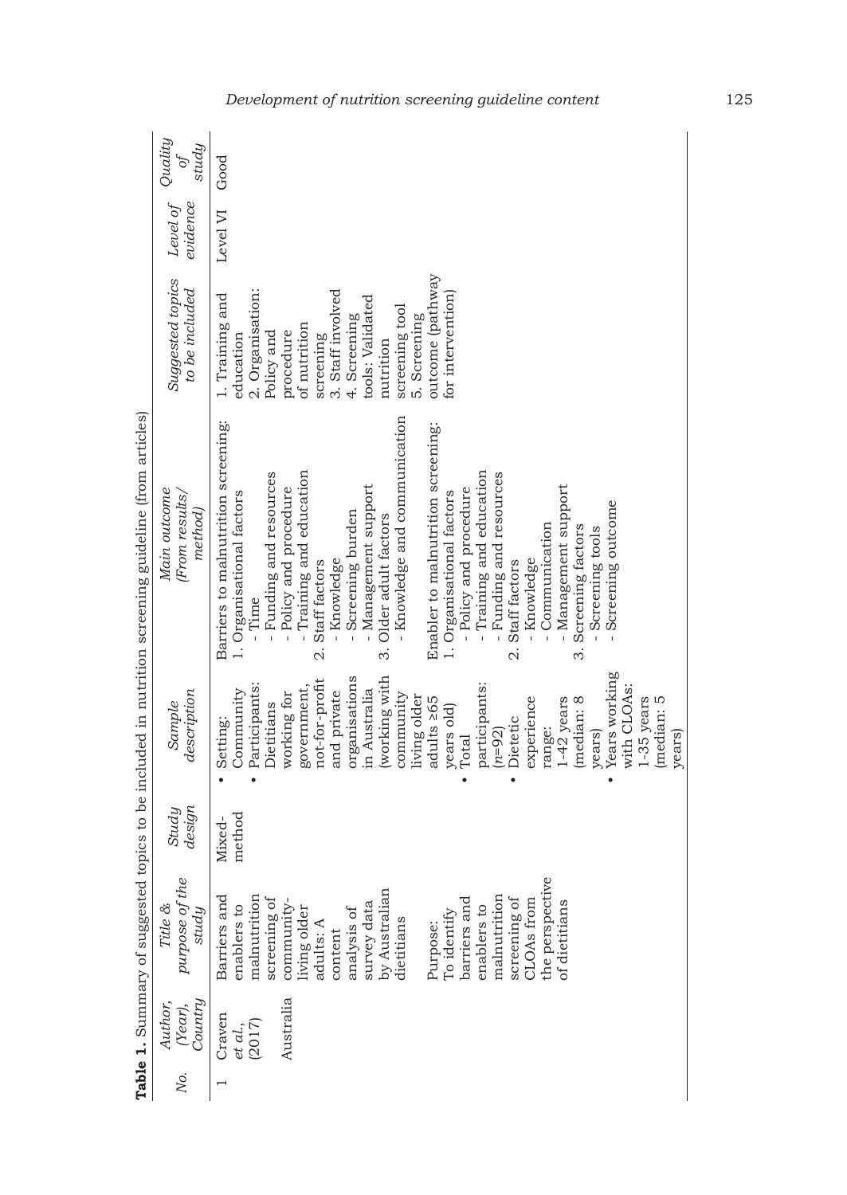**Table 1.** Summary of suggested topics to be included in nutrition screening guideline (from articles)

| No. | Author, (Year), Country | Title & purpose of the study | Study design | Sample description | Main outcome (From results/ method) | Suggested topics to be included | Level of evidence | Quality of study |
|---|---|---|---|---|---|---|---|---|
| 1 | Craven *et al.*, (2017) Australia | Barriers and enablers to malnutrition screening of community-living older adults: A content analysis of survey data by Australian dietitians<br><br>Purpose: To identify barriers and enablers to malnutrition screening of CLOAs from the perspective of dietitians | Mixed-method | • Setting: Community<br>• Participants: Dietitians working for government, not-for-profit and private organisations in Australia (working with community living older adults ≥65 years old)<br>• Total participants: (n=92)<br>• Dietetic experience range: 1-42 years (median: 8 years)<br>• Years working with CLOAs: 1-35 years (median: 5 years) | Barriers to malnutrition screening:<br>1. Organisational factors<br>- Time<br>- Funding and resources<br>- Policy and procedure<br>- Training and education<br>2. Staff factors<br>- Knowledge<br>- Screening burden<br>- Management support<br>3. Older adult factors<br>- Knowledge and communication<br><br>Enabler to malnutrition screening:<br>1. Organisational factors<br>- Policy and procedure<br>- Training and education<br>- Funding and resources<br>2. Staff factors<br>- Knowledge<br>- Communication<br>- Management support<br>3. Screening factors<br>- Screening tools<br>- Screening outcome | 1. Training and education<br>2. Organisation: Policy and procedure of nutrition screening<br>3. Staff involved<br>4. Screening tools: Validated nutrition screening tool<br>5. Screening outcome (pathway for intervention) | Level VI | Good |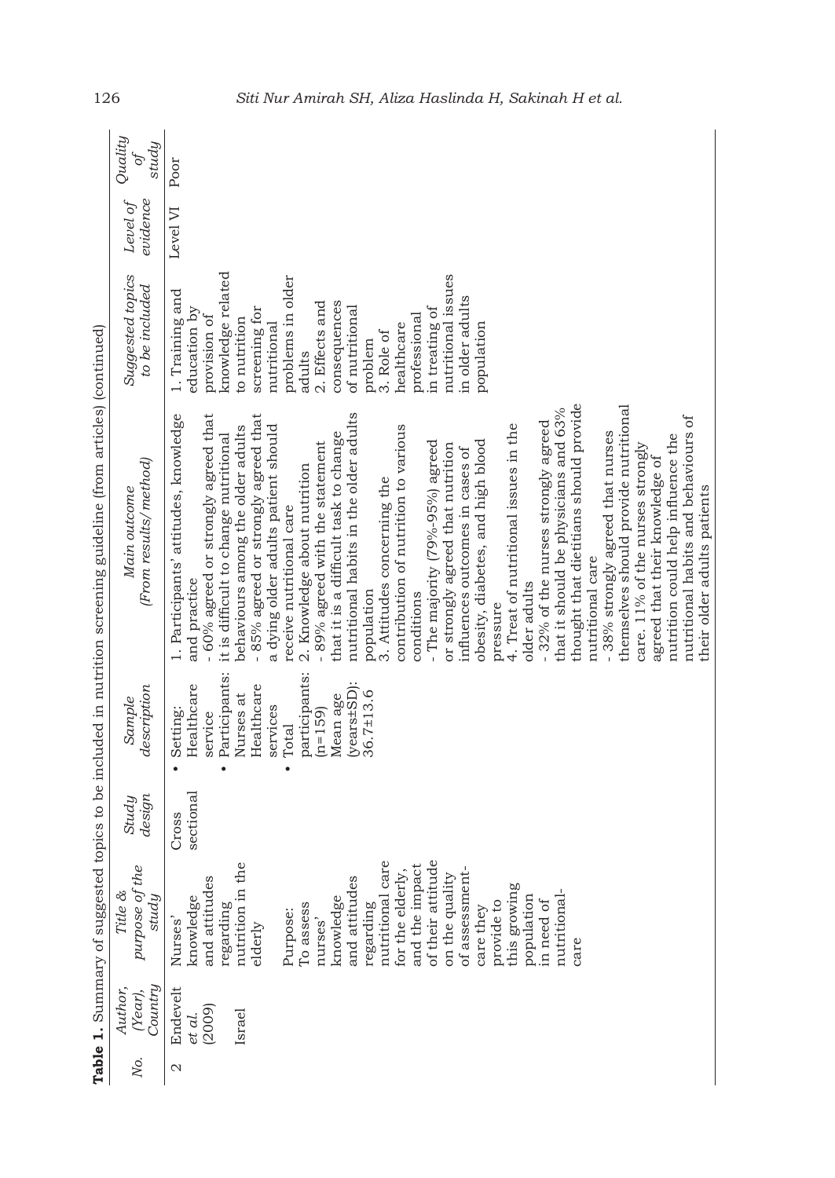**Table 1.** Summary of suggested topics to be included in nutrition screening guideline (from articles) (continued)

| No. | Author, (Year), Country | Title & purpose of the study | Study design | Sample description | Main outcome (From results/method) | Suggested topics to be included | Level of evidence | Quality of study |
|---|---|---|---|---|---|---|---|---|
| 2 | Endevelt *et al.* (2009)<br><br>Israel | Nurses' knowledge and attitudes regarding nutrition in the elderly<br><br>Purpose:<br>To assess nurses' knowledge and attitudes regarding nutritional care for the elderly, and the impact of their attitude on the quality of assessment-care they provide to this growing population in need of nutritional-care | Cross sectional | • Setting: Healthcare service<br>• Participants: Nurses at Healthcare services<br>• Total participants: (n=159)<br>Mean age (years±SD): 36.7±13.6 | 1. Participants' attitudes, knowledge and practice<br>- 60% agreed or strongly agreed that it is difficult to change nutritional behaviours among the older adults<br>- 85% agreed or strongly agreed that a dying older adults patient should receive nutritional care<br>2. Knowledge about nutrition<br>- 89% agreed with the statement that it is a difficult task to change nutritional habits in the older adults population<br>3. Attitudes concerning the contribution of nutrition to various conditions<br>- The majority (79%-95%) agreed or strongly agreed that nutrition influences outcomes in cases of obesity, diabetes, and high blood pressure<br>4. Treat of nutritional issues in the older adults<br>- 32% of the nurses strongly agreed that it should be physicians and 63% thought that dietitians should provide nutritional care<br>- 38% strongly agreed that nurses themselves should provide nutritional care. 11% of the nurses strongly agreed that their knowledge of nutrition could help influence the nutritional habits and behaviours of their older adults patients | 1. Training and education by provision of knowledge related to nutrition screening for nutritional problems in older adults<br>2. Effects and consequences of nutritional problem<br>3. Role of healthcare professional in treating of nutritional issues in older adults population | Level VI | Poor |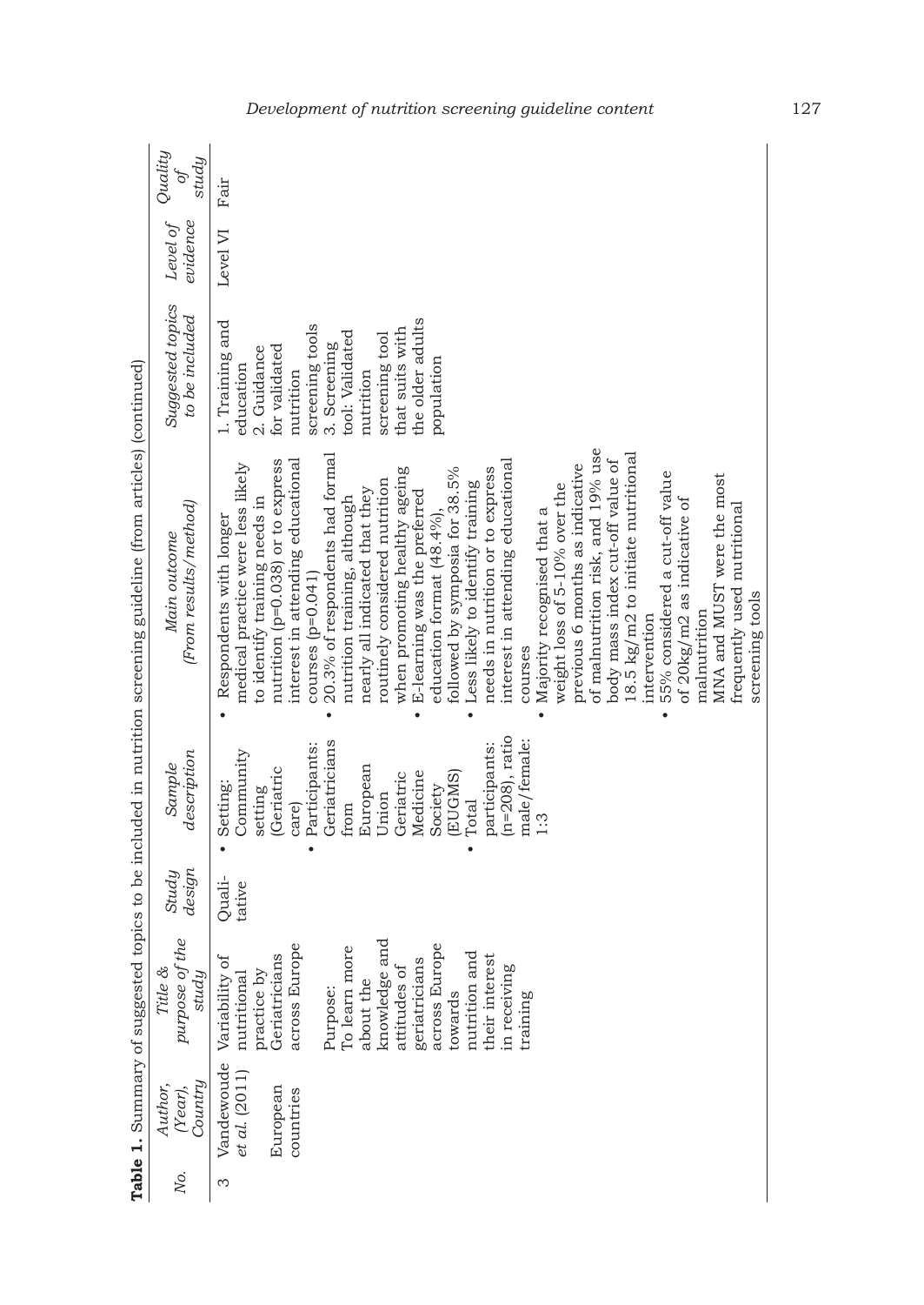**Table 1.** Summary of suggested topics to be included in nutrition screening guideline (from articles) (continued)

| No. | Author, (Year), Country | Title & purpose of the study | Study design | Sample description | Main outcome (From results/method) | Suggested topics to be included | Level of evidence | Quality of study |
|---|---|---|---|---|---|---|---|---|
| 3 | Vandewoude *et al.* (2011)<br><br>European countries | Variability of nutritional practice by Geriatricians across Europe<br><br>Purpose:<br>To learn more about the knowledge and attitudes of geriatricians across Europe towards nutrition and their interest in receiving training | Qualitative | • Setting: Community setting (Geriatric care)<br>• Participants: Geriatricians from European Union Geriatric Medicine Society (EUGMS)<br>• Total participants: (n=208), ratio male/female: 1:3 | • Respondents with longer medical practice were less likely to identify training needs in nutrition (p=0.038) or to express interest in attending educational courses (p=0.041)<br>• 20.3% of respondents had formal nutrition training, although nearly all indicated that they routinely considered nutrition when promoting healthy ageing<br>• E-learning was the preferred education format (48.4%), followed by symposia for 38.5%<br>• Less likely to identify training needs in nutrition or to express interest in attending educational courses<br>• Majority recognised that a weight loss of 5-10% over the previous 6 months as indicative of malnutrition risk, and 19% use body mass index cut-off value of 18.5 kg/m2 to initiate nutritional intervention<br>• 55% considered a cut-off value of 20kg/m2 as indicative of malnutrition<br>MNA and MUST were the most frequently used nutritional screening tools | 1. Training and education<br>2. Guidance for validated nutrition screening tools<br>3. Screening tool: Validated nutrition screening tool that suits with the older adults population | Level VI | Fair |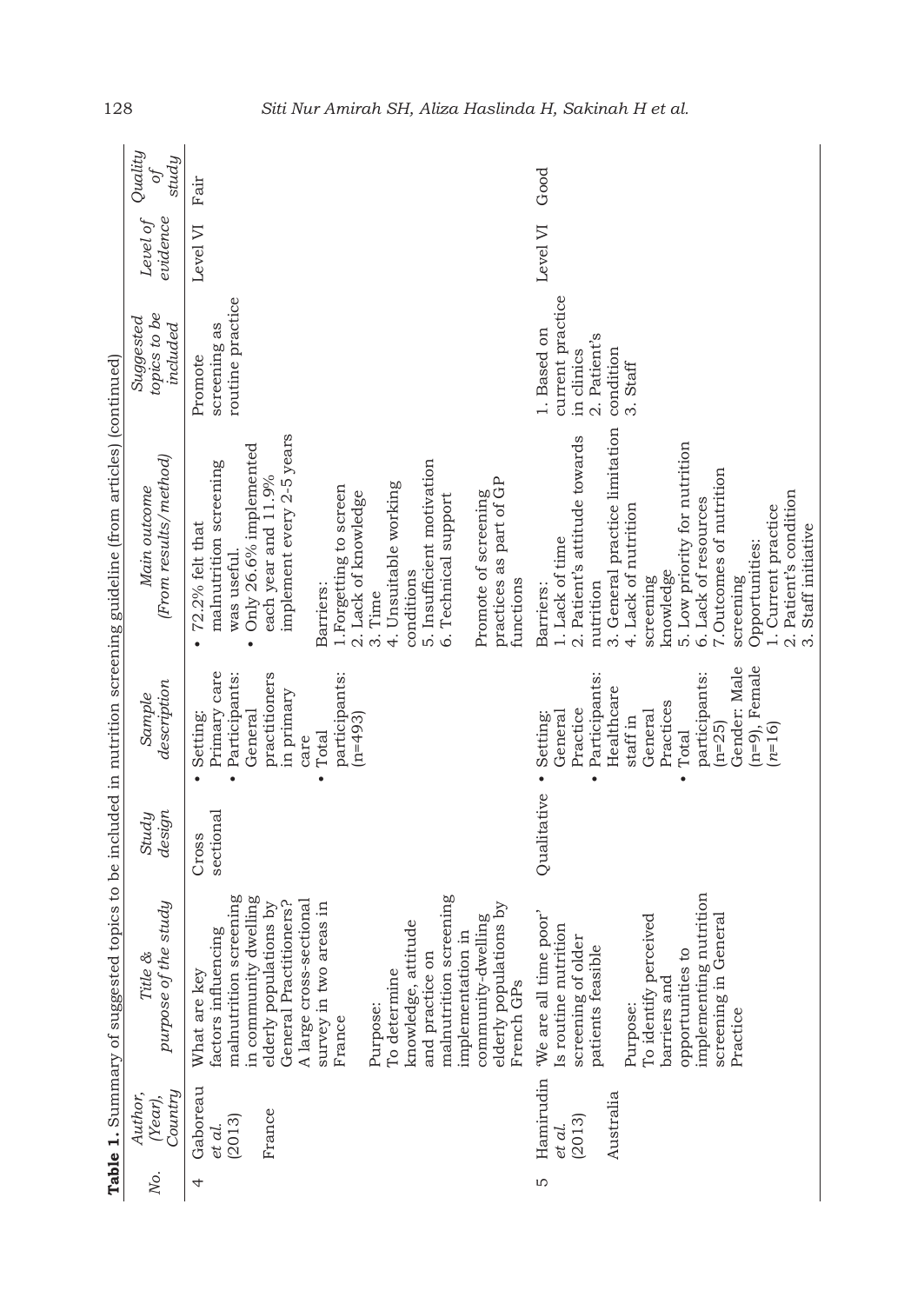**Table 1.** Summary of suggested topics to be included in nutrition screening guideline (from articles) (continued)

| No. | Author, (Year), Country | Title & purpose of the study | Study design | Sample description | Main outcome (From results/method) | Suggested topics to be included | Level of evidence | Quality of study |
|---|---|---|---|---|---|---|---|---|
| 4 | Gaboreau *et al.* (2013)<br><br>France | What are key factors influencing malnutrition screening in community dwelling elderly populations by General Practitioners? A large cross-sectional survey in two areas in France<br><br>Purpose:<br>To determine knowledge, attitude and practice on malnutrition screening implementation in community-dwelling elderly populations by French GPs | Cross sectional | • Setting: Primary care<br>• Participants: General practitioners in primary care<br>• Total participants: (n=493) | • 72.2% felt that malnutrition screening was useful.<br>• Only 26.6% implemented each year and 11.9% implement every 2-5 years<br><br>Barriers:<br>1. Forgetting to screen<br>2. Lack of knowledge<br>3. Time<br>4. Unsuitable working conditions<br>5. Insufficient motivation<br>6. Technical support<br><br>Promote of screening practices as part of GP functions | Promote screening as routine practice | Level VI | Fair |
| 5 | Hamirudin *et al.* (2013)<br><br>Australia | 'We are all time poor' Is routine nutrition screening of older patients feasible<br><br>Purpose:<br>To identify perceived barriers and opportunities to implementing nutrition screening in General Practice | Qualitative | • Setting: General Practice<br>• Participants: Healthcare staff in General Practices<br>• Total participants: (n=25) Gender: Male (n=9), Female (n=16) | Barriers:<br>1. Lack of time<br>2. Patient's attitude towards nutrition<br>3. General practice limitation<br>4. Lack of nutrition screening knowledge<br>5. Low priority for nutrition<br>6. Lack of resources<br>7. Outcomes of nutrition screening<br>Opportunities:<br>1. Current practice<br>2. Patient's condition<br>3. Staff initiative | 1. Based on current practice in clinics<br>2. Patient's condition<br>3. Staff | Level VI | Good |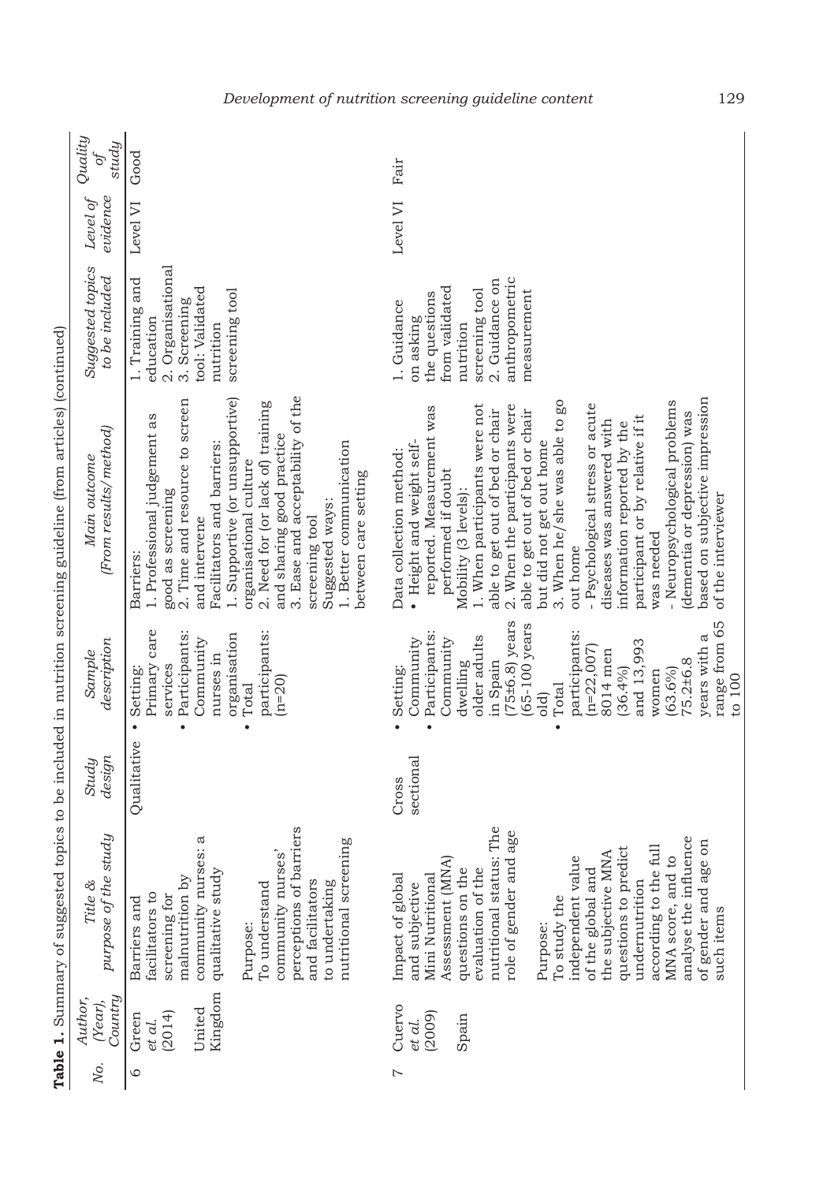**Table 1.** Summary of suggested topics to be included in nutrition screening guideline (from articles) (continued)

| No. | Author, (Year), Country | Title & purpose of the study | Study design | Sample description | Main outcome (From results/method) | Suggested topics to be included | Level of evidence | Quality of study |
|---|---|---|---|---|---|---|---|---|
| 6 | Green *et al.* (2014) United Kingdom | Barriers and facilitators to screening for malnutrition by community nurses: a qualitative study<br><br>Purpose:<br>To understand community nurses' perceptions of barriers and facilitators to undertaking nutritional screening | Qualitative | • Setting: Primary care services<br>• Participants: Community nurses in organisation<br>• Total participants: (n=20) | Barriers:<br>1. Professional judgement as good as screening<br>2. Time and resource to screen and intervene<br>Facilitators and barriers:<br>1. Supportive (or unsupportive) organisational culture<br>2. Need for (or lack of) training and sharing good practice<br>3. Ease and acceptability of the screening tool<br>Suggested ways:<br>1. Better communication between care setting | 1. Training and education<br>2. Organisational<br>3. Screening tool: Validated nutrition screening tool | Level VI | Good |
| 7 | Cuervo *et al.* (2009) Spain | Impact of global and subjective Mini Nutritional Assessment (MNA) questions on the evaluation of the nutritional status: The role of gender and age<br><br>Purpose:<br>To study the independent value of the global and the subjective MNA questions to predict undernutrition according to the full MNA score, and to analyse the influence of gender and age on such items | Cross sectional | • Setting: Community<br>• Participants: Community dwelling older adults in Spain (75±6.8) years (65-100 years old)<br>• Total participants: (n=22,007) 8014 men (36.4%) and 13,993 women (63.6%) 75.2±6.8 years with a range from 65 to 100 | Data collection method:<br>• Height and weight self-reported. Measurement was performed if doubt<br>Mobility (3 levels):<br>1. When participants were not able to get out of bed or chair<br>2. When the participants were able to get out of bed or chair but did not get out home<br>3. When he/she was able to go out home<br>- Psychological stress or acute diseases was answered with information reported by the participant or by relative if it was needed<br>- Neuropsychological problems (dementia or depression) was based on subjective impression of the interviewer | 1. Guidance on asking the questions from validated nutrition screening tool<br>2. Guidance on anthropometric measurement | Level VI | Fair |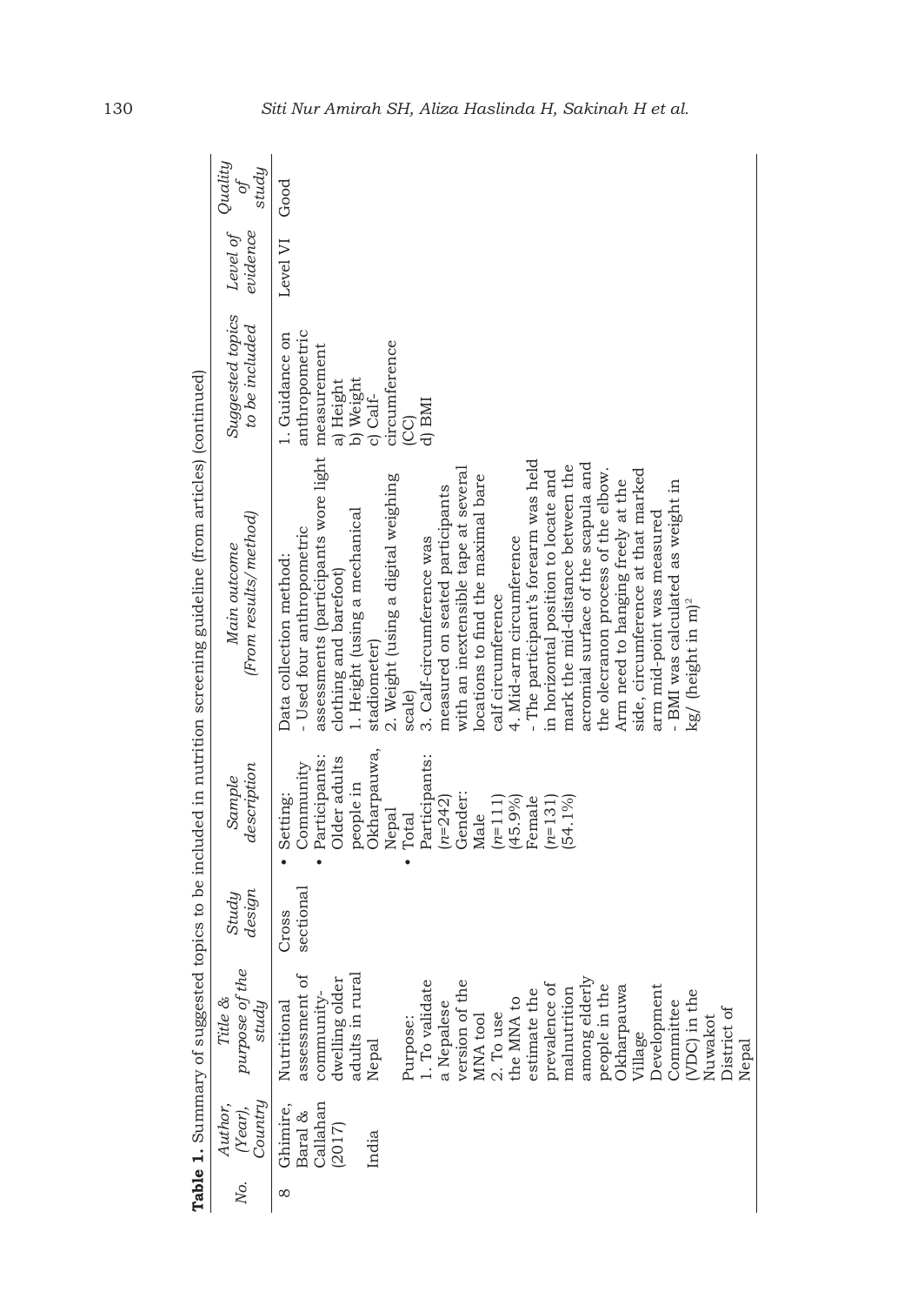**Table 1.** Summary of suggested topics to be included in nutrition screening guideline (from articles) (continued)

| *No.* | *Author, (Year), Country* | *Title & purpose of the study* | *Study design* | *Sample description* | *Main outcome (From results/method)* | *Suggested topics to be included* | *Level of evidence* | *Quality of study* |
|---|---|---|---|---|---|---|---|---|
| 8 | Ghimire, Baral & Callahan (2017)<br><br>India | Nutritional assessment of community-dwelling older adults in rural Nepal<br><br>Purpose:<br>1. To validate a Nepalese version of the MNA tool<br>2. To use the MNA to estimate the prevalence of malnutrition among elderly people in the Okharpauwa Village Development Committee (VDC) in the Nuwakot District of Nepal | Cross sectional | • Setting: Community<br>• Participants: Older adults people in Okharpauwa, Nepal<br>• Total Participants: (n=242)<br>Gender:<br>Male (n=111) (45.9%)<br>Female (n=131) (54.1%) | Data collection method:<br>- Used four anthropometric assessments (participants wore light clothing and barefoot)<br>1. Height (using a mechanical stadiometer)<br>2. Weight (using a digital weighing scale)<br>3. Calf-circumference was measured on seated participants with an inextensible tape at several locations to find the maximal bare calf circumference<br>4. Mid-arm circumference<br>- The participant's forearm was held in horizontal position to locate and mark the mid-distance between the acromial surface of the scapula and the olecranon process of the elbow. Arm need to hanging freely at the side, circumference at that marked arm mid-point was measured<br>- BMI was calculated as weight in kg/ (height in m)$^2$ | 1. Guidance on anthropometric measurement<br>a) Height<br>b) Weight<br>c) Calf-circumference (CC)<br>d) BMI | Level VI | Good |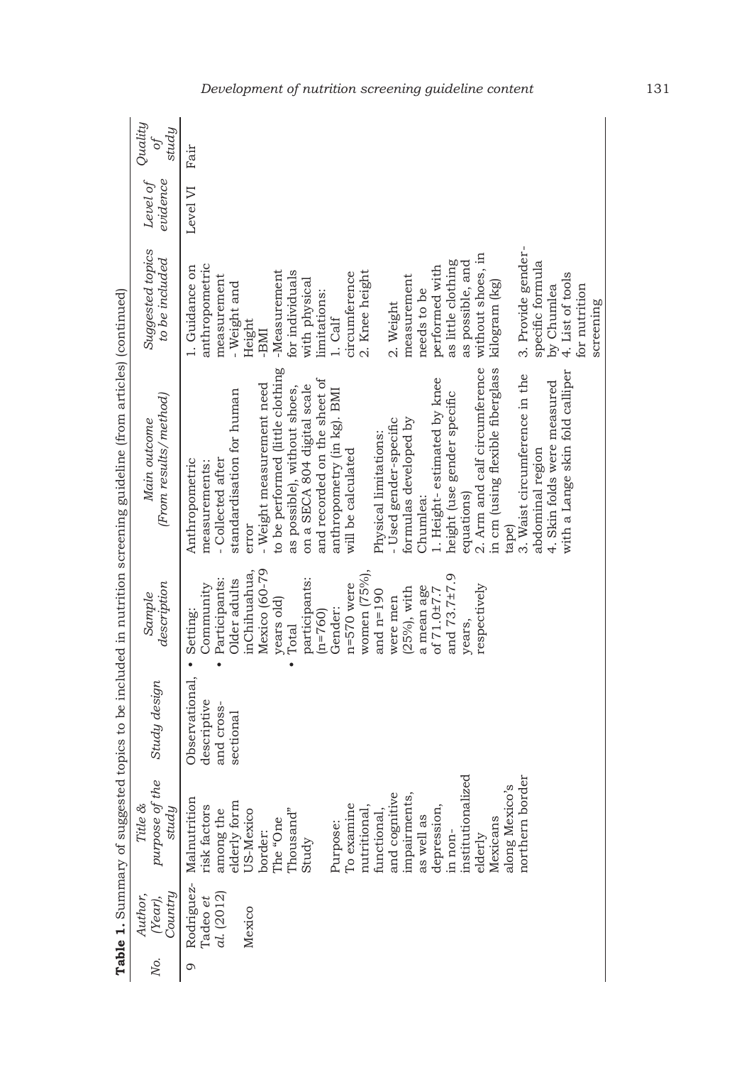**Table 1.** Summary of suggested topics to be included in nutrition screening guideline (from articles) (continued)

| No. | Author, (Year), Country | Title & purpose of the study | Study design | Sample description | Main outcome (From results/method) | Suggested topics to be included | Level of evidence | Quality of study |
|---|---|---|---|---|---|---|---|---|
| 9 | Rodriguez-Tadeo *et al.* (2012)<br><br>Mexico | Malnutrition risk factors among the elderly form US-Mexico border: The "One Thousand" Study<br><br>Purpose:<br>To examine nutritional, functional, and cognitive impairments, as well as depression, in non-institutionalized elderly Mexicans along Mexico's northern border | Observational, descriptive and cross-sectional | • Setting: Community<br>• Participants: Older adults inChihuahua, Mexico (60-79 years old)<br>• Total participants: (n=760)<br>Gender: n=570 were women (75%), and n=190 were men (25%), with a mean age of 71.0±7.7 and 73.7±7.9 years, respectively | Anthropometric measurements:<br>- Collected after standardisation for human error<br>- Weight measurement need to be performed (little clothing as possible), without shoes, on a SECA 804 digital scale and recorded on the sheet of anthropometry (in kg). BMI will be calculated<br><br>Physical limitations:<br>- Used gender-specific formulas developed by Chumlea:<br>1. Height- estimated by knee height (use gender specific equations)<br>2. Arm and calf circumference in cm (using flexible fiberglass tape)<br>3. Waist circumference in the abdominal region<br>4. Skin folds were measured with a Lange skin fold calliper | 1. Guidance on anthropometric measurement<br>- Weight and Height<br>-BMI<br>-Measurement for individuals with physical limitations:<br>1. Calf circumference<br>2. Knee height<br><br>2. Weight measurement needs to be performed with as little clothing as possible, and without shoes, in kilogram (kg)<br><br>3. Provide gender-specific formula by Chumlea<br>4. List of tools for nutrition screening | Level VI | Fair |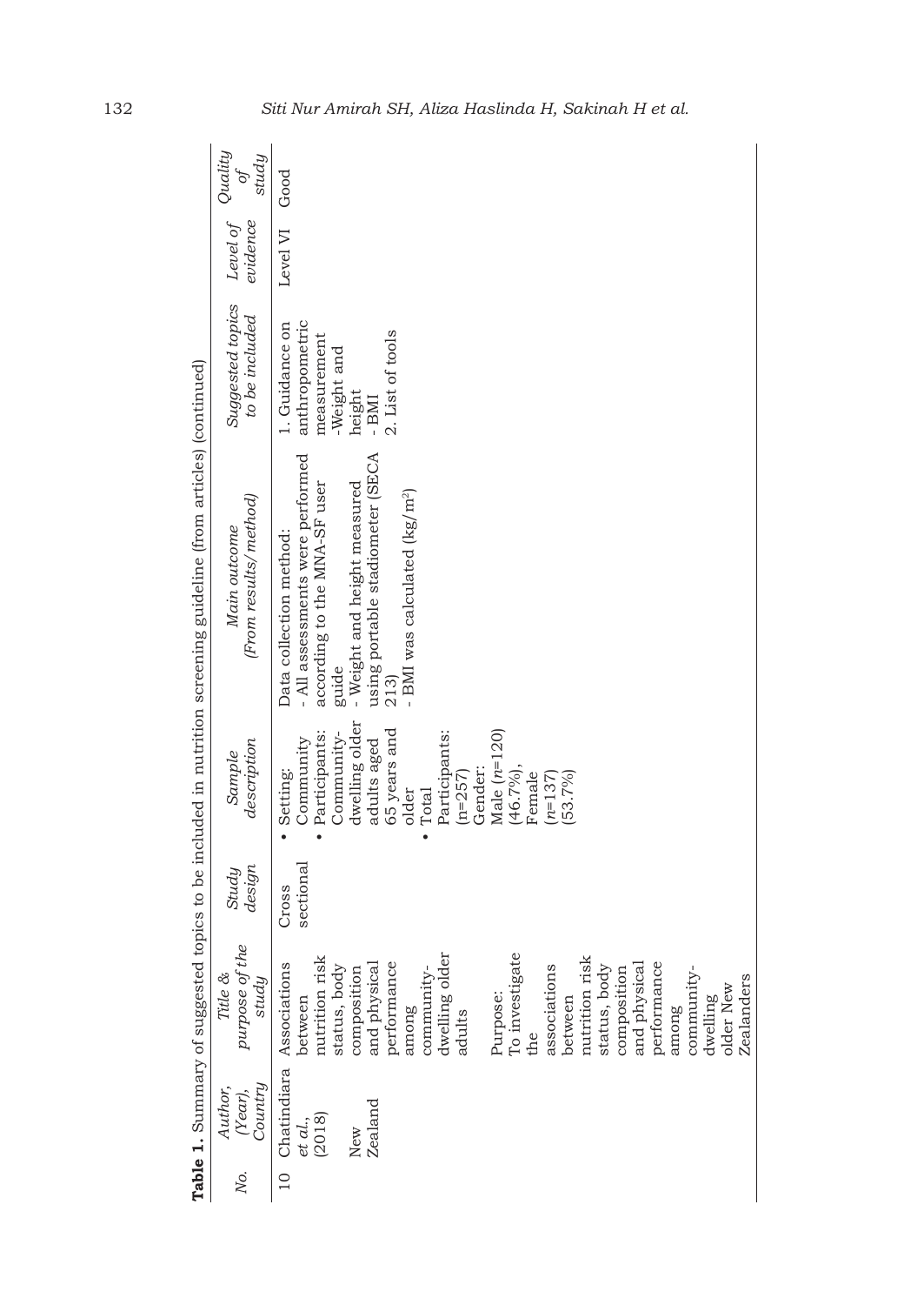**Table 1.** Summary of suggested topics to be included in nutrition screening guideline (from articles) (continued)

| No. | Author, (Year), Country | Title & purpose of the study | Study design | Sample description | Main outcome (From results/method) | Suggested topics to be included | Level of evidence | Quality of study |
|---|---|---|---|---|---|---|---|---|
| 10 | Chatindiara *et al.*, (2018)<br><br>New Zealand | Associations between nutrition risk status, body composition and physical performance among community-dwelling older adults<br><br>Purpose:<br>To investigate the associations between nutrition risk status, body composition and physical performance among community-dwelling older New Zealanders | Cross sectional | • Setting: Community<br>• Participants: Community-dwelling older adults aged 65 years and older<br>• Total Participants: (n=257)<br>Gender: Male (*n*=120) (46.7%), Female (*n*=137) (53.7%) | Data collection method:<br>- All assessments were performed according to the MNA-SF user guide<br>- Weight and height measured using portable stadiometer (SECA 213)<br>- BMI was calculated (kg/m$^2$) | 1. Guidance on anthropometric measurement<br>-Weight and height<br>- BMI<br>2. List of tools | Level VI | Good |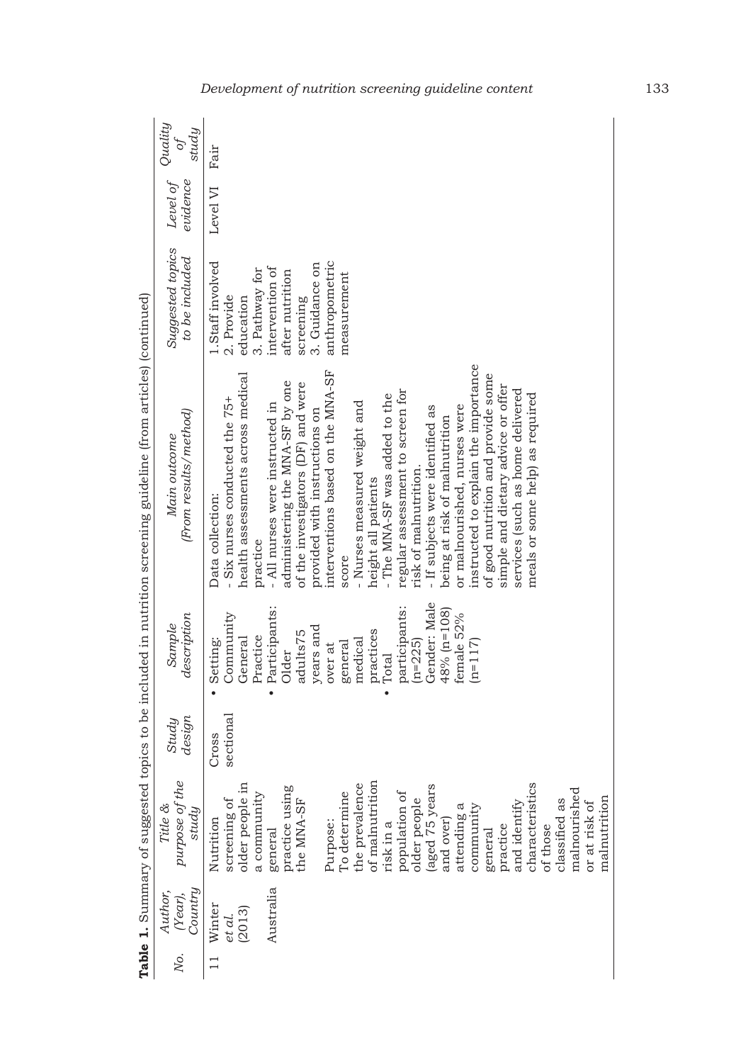**Table 1.** Summary of suggested topics to be included in nutrition screening guideline (from articles) (continued)

| No. | Author, (Year), Country | Title & purpose of the study | Study design | Sample description | Main outcome (From results/method) | Suggested topics to be included | Level of evidence | Quality of study |
|---|---|---|---|---|---|---|---|---|
| 11 | Winter *et al.* (2013) Australia | Nutrition screening of older people in a community general practice using the MNA-SF<br><br>Purpose:<br>To determine the prevalence of malnutrition risk in a population of older people (aged 75 years and over) attending a community general practice and identify characteristics of those classified as malnourished or at risk of malnutrition | Cross sectional | • Setting: Community General Practice<br>• Participants: Older adults75 years and over at general medical practices<br>• Total participants: (n=225) Gender: Male 48% (n=108) female 52% (n=117) | Data collection:<br>- Six nurses conducted the 75+ health assessments across medical practice<br>- All nurses were instructed in administering the MNA-SF by one of the investigators (DF) and were provided with instructions on interventions based on the MNA-SF score<br>- Nurses measured weight and height all patients<br>- The MNA-SF was added to the regular assessment to screen for risk of malnutrition.<br>- If subjects were identified as being at risk of malnutrition or malnourished, nurses were instructed to explain the importance of good nutrition and provide some simple and dietary advice or offer services (such as home delivered meals or some help) as required | 1.Staff involved<br>2. Provide education<br>3. Pathway for intervention of after nutrition screening<br>3. Guidance on anthropometric measurement | Level VI | Fair |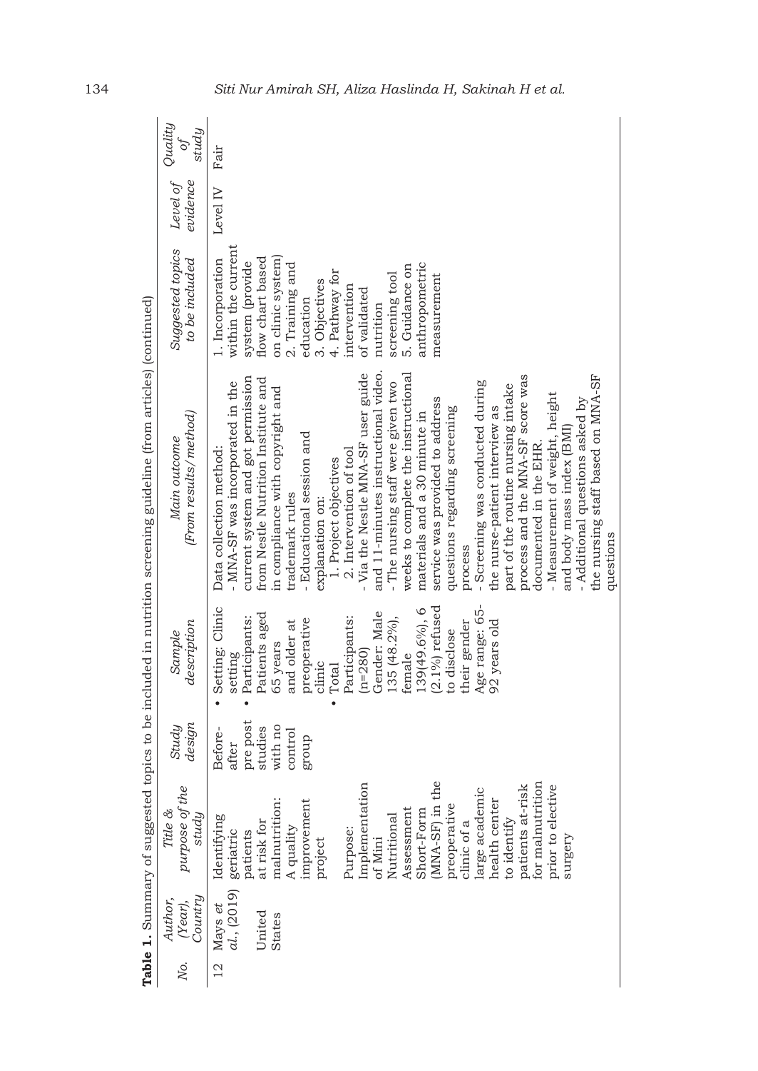**Table 1.** Summary of suggested topics to be included in nutrition screening guideline (from articles) (continued)

| No. | Author, (Year), Country | Title & purpose of the study | Study design | Sample description | Main outcome (From results/method) | Suggested topics to be included | Level of evidence | Quality of study |
|---|---|---|---|---|---|---|---|---|
| 12 | Mays *et al.*, (2019) United States | Identifying geriatric patients at risk for malnutrition: A quality improvement project<br><br>Purpose: Implementation of Mini Nutritional Assessment Short-Form (MNA-SF) in the preoperative clinic of a large academic health center to identify patients at-risk for malnutrition prior to elective surgery | Before-after pre post studies with no control group | • Setting: Clinic setting<br>• Participants: Patients aged 65 years and older at preoperative clinic<br>• Total Participants: (n=280) Gender: Male 135 (48.2%), female 139(49.6%), 6 (2.1%) refused to disclose their gender Age range: 65-92 years old | Data collection method:<br>- MNA-SF was incorporated in the current system and got permission from Nestle Nutrition Institute and in compliance with copyright and trademark rules<br>- Educational session and explanation on:<br>1. Project objectives<br>2. Intervention of tool<br>- Via the Nestle MNA-SF user guide and 11-minutes instructional video.<br>- The nursing staff were given two weeks to complete the instructional materials and a 30 minute in service was provided to address questions regarding screening process<br>- Screening was conducted during the nurse-patient interview as part of the routine nursing intake process and the MNA-SF score was documented in the EHR.<br>- Measurement of weight, height and body mass index (BMI)<br>- Additional questions asked by the nursing staff based on MNA-SF questions | 1. Incorporation within the current system (provide flow chart based on clinic system)<br>2. Training and education<br>3. Objectives<br>4. Pathway for intervention of validated nutrition screening tool<br>5. Guidance on anthropometric measurement | Level IV | Fair |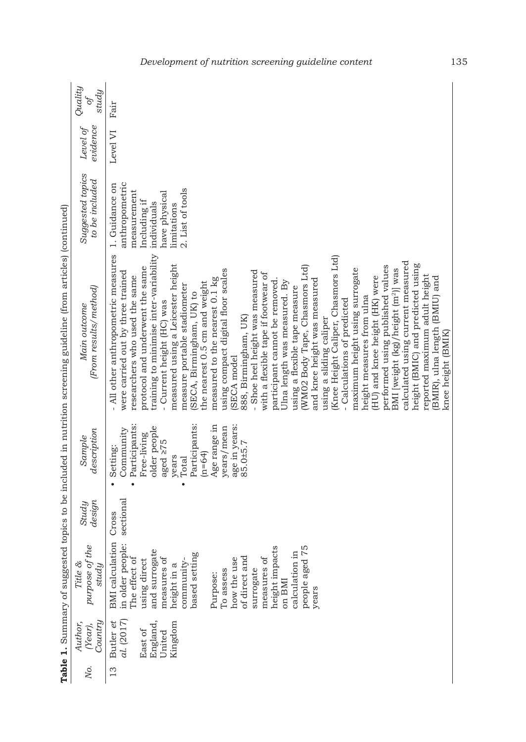**Table 1.** Summary of suggested topics to be included in nutrition screening guideline (from articles) (continued)

| No. | Author, (Year), Country | Title & purpose of the study | Study design | Sample description | Main outcome (From results/method) | Suggested topics to be included | Level of evidence | Quality of study |
|---|---|---|---|---|---|---|---|---|
| 13 | Butler *et al.* (2017) East of England, United Kingdom | BMI calculation in older people: The effect of using direct and surrogate measures of height in a community-based setting<br><br>Purpose: To assess how the use of direct and surrogate measures of height impacts on BMI calculation in people aged 75 years | Cross sectional | • Setting: Community<br>• Participants: Free-living older people aged ≥75 years<br>• Total Participants: (n=64) Age range in years/mean age in years: 85.0±5.7 | - All other anthropometric measures were carried out by three trained researchers who used the same protocol and underwent the same training to minimise inter-variability<br>- Current height (HC) was measured using a Leicester height measure portable stadiometer (SECA, Birmingham, UK) to the nearest 0.5 cm and weight measured to the nearest 0.1 kg using compact digital floor scales (SECA model 888, Birmingham, UK)<br>- Shoe heel height was measured with a flexible tape if footwear of participant cannot be removed. Ulna length was measured. By using a flexible tape measure (WM02 Body Tape, Chasmors Ltd) and knee height was measured using a sliding caliper (Knee Height Caliper, Chasmors Ltd)<br>- Calculations of predicted maximum height using surrogate height measures from ulna (HU) and knee height (HK) were performed using published values BMI [weight (kg)/height (m$^2$)] was calculated using current measured height (BMIC) and predicted using reported maximum adult height (BMIR), ulna length (BMIU) and knee height (BMIK) | 1. Guidance on anthropometric measurement Including if individuals have physical limitations<br>2. List of tools | Level VI | Fair |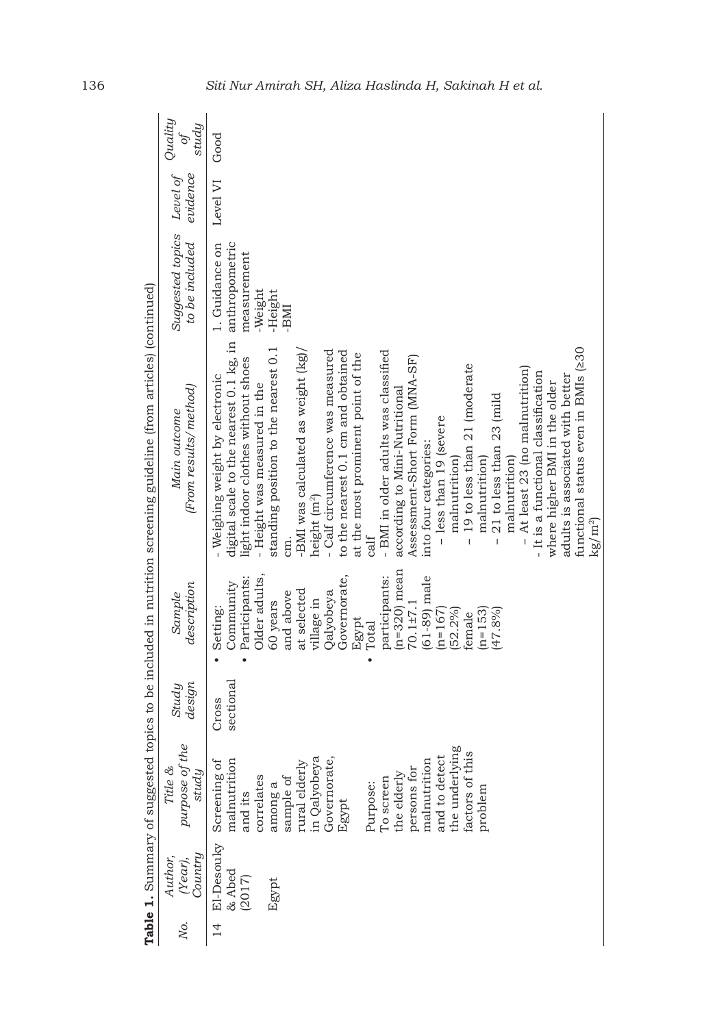**Table 1.** Summary of suggested topics to be included in nutrition screening guideline (from articles) (continued)

| No. | Author, (Year), Country | Title & purpose of the study | Study design | Sample description | Main outcome (From results/method) | Suggested topics to be included | Level of evidence | Quality of study |
|---|---|---|---|---|---|---|---|---|
| 14 | El-Desouky & Abed (2017)<br><br>Egypt | Screening of malnutrition and its correlates among a sample of rural elderly in Qalyobeya Governorate, Egypt<br><br>Purpose: To screen the elderly persons for malnutrition and to detect the underlying factors of this problem | Cross sectional | • Setting: Community<br>• Participants: Older adults, 60 years and above at selected village in Qalyobeya Governorate, Egypt<br>• Total participants: (n=320) mean 70.1±7.1 (61-89) male (n=167) (52.2%) female (n=153) (47.8%) | - Weighing weight by electronic digital scale to the nearest 0.1 kg, in light indoor clothes without shoes<br>- Height was measured in the standing position to the nearest 0.1 cm.<br>-BMI was calculated as weight (kg)/ height ($m^2$)<br>- Calf circumference was measured to the nearest 0.1 cm and obtained at the most prominent point of the calf<br>- BMI in older adults was classified according to Mini-Nutritional Assessment-Short Form (MNA-SF) into four categories:<br>– less than 19 (severe malnutrition)<br>– 19 to less than 21 (moderate malnutrition)<br>– 21 to less than 23 (mild malnutrition)<br>– At least 23 (no malnutrition)<br>- It is a functional classification where higher BMI in the older adults is associated with better functional status even in BMIs (≥30 $kg/m^2$) | 1. Guidance on anthropometric measurement<br>-Weight<br>-Height<br>-BMI | Level VI | Good |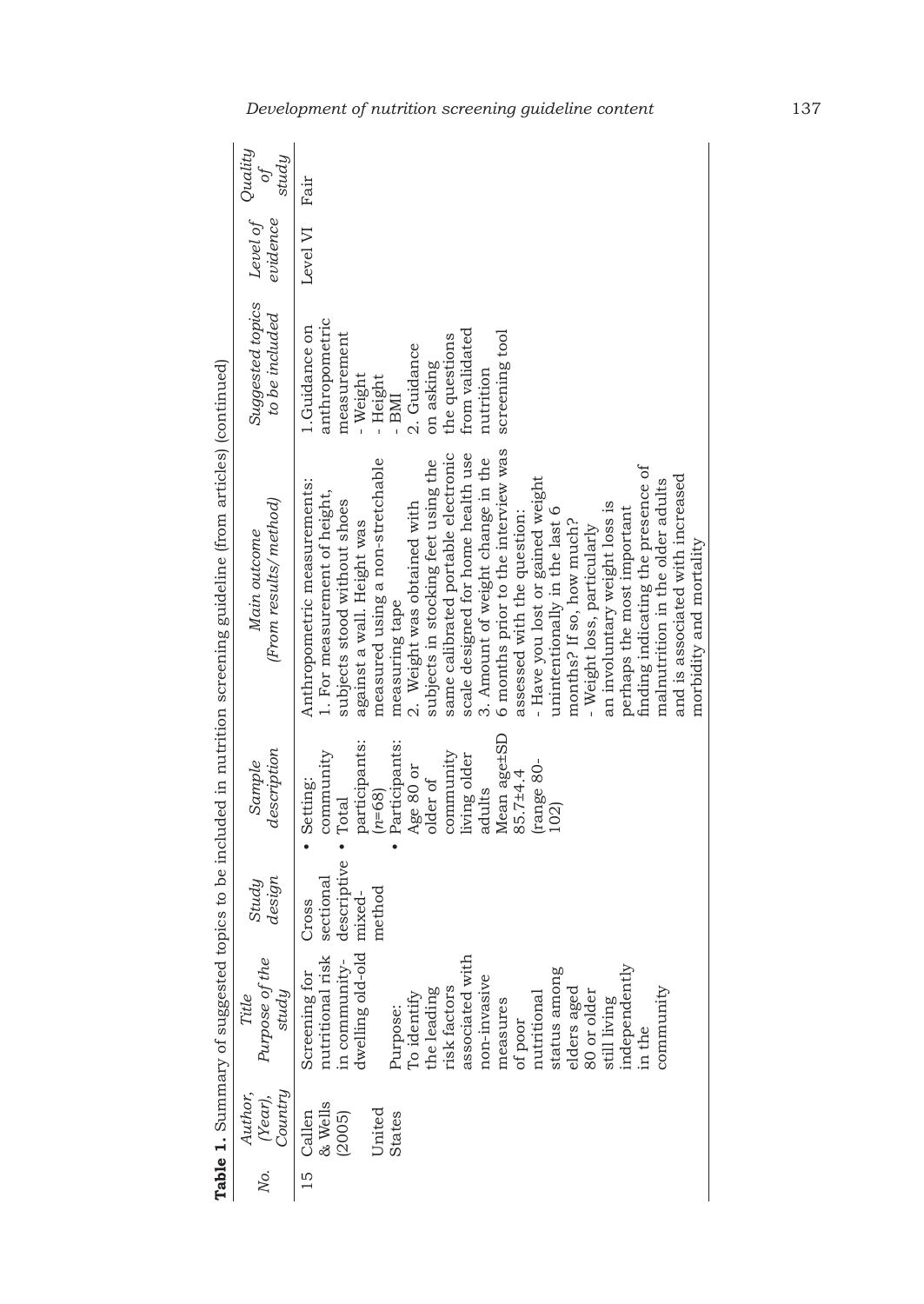**Table 1.** Summary of suggested topics to be included in nutrition screening guideline (from articles) (continued)

| No. | Author, (Year), Country | Title Purpose of the study | Study design | Sample description | Main outcome (From results/method) | Suggested topics to be included | Level of evidence | Quality of study |
|---|---|---|---|---|---|---|---|---|
| 15 | Callen & Wells (2005) United States | Screening for nutritional risk in community-dwelling old-old<br><br>Purpose: To identify the leading risk factors associated with non-invasive measures of poor nutritional status among elders aged 80 or older still living independently in the community | Cross sectional descriptive mixed-method | • Setting: community<br>• Total participants: (*n*=68)<br>• Participants: Age 80 or older of community living older adults Mean age±SD 85.7±4.4 (range 80-102) | Anthropometric measurements:<br>1. For measurement of height, subjects stood without shoes against a wall. Height was measured using a non-stretchable measuring tape<br>2. Weight was obtained with subjects in stocking feet using the same calibrated portable electronic scale designed for home health use<br>3. Amount of weight change in the 6 months prior to the interview was assessed with the question:<br>- Have you lost or gained weight unintentionally in the last 6 months? If so, how much?<br>- Weight loss, particularly an involuntary weight loss is perhaps the most important finding indicating the presence of malnutrition in the older adults and is associated with increased morbidity and mortality | 1.Guidance on anthropometric measurement<br>- Weight<br>- Height<br>- BMI<br>2. Guidance on asking the questions from validated nutrition screening tool | Level VI | Fair |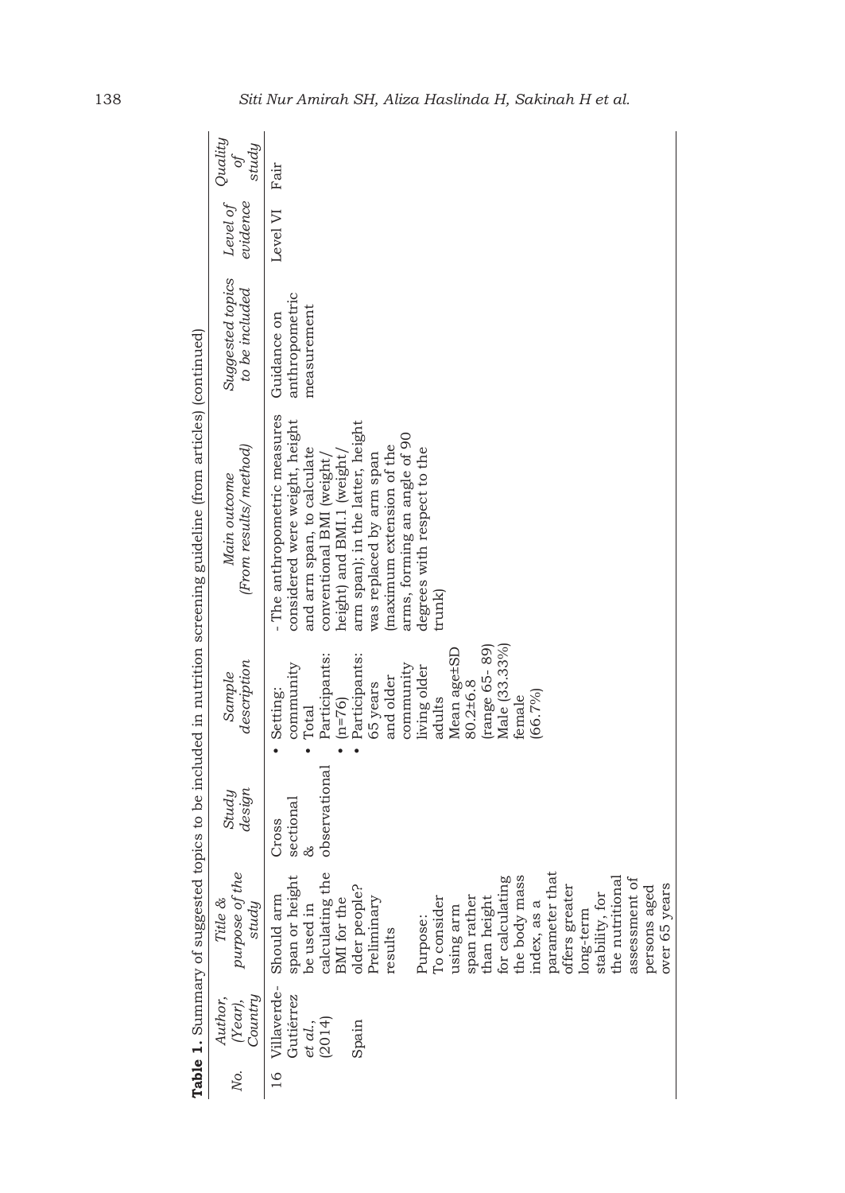**Table 1.** Summary of suggested topics to be included in nutrition screening guideline (from articles) (continued)

| No. | Author, (Year), Country | Title & purpose of the study | Study design | Sample description | Main outcome (From results/method) | Suggested topics to be included | Level of evidence | Quality of study |
|---|---|---|---|---|---|---|---|---|
| 16 | Villaverde-Gutiérrez *et al*., (2014)<br><br>Spain | Should arm span or height be used in calculating the BMI for the older people? Preliminary results<br><br>Purpose:<br>To consider using arm span rather than height for calculating the body mass index, as a parameter that offers greater long-term stability, for the nutritional assessment of persons aged over 65 years | Cross sectional & observational | • Setting: community<br>• Total Participants: (n=76)<br>• Participants: 65 years and older community living older adults<br>Mean age±SD 80.2±6.8 (range 65- 89)<br>Male (33.33%) female (66.7%) | - The anthropometric measures considered were weight, height and arm span, to calculate conventional BMI (weight/ height) and BMI.1 (weight/ arm span); in the latter, height was replaced by arm span (maximum extension of the arms, forming an angle of 90 degrees with respect to the trunk) | Guidance on anthropometric measurement | Level VI | Fair |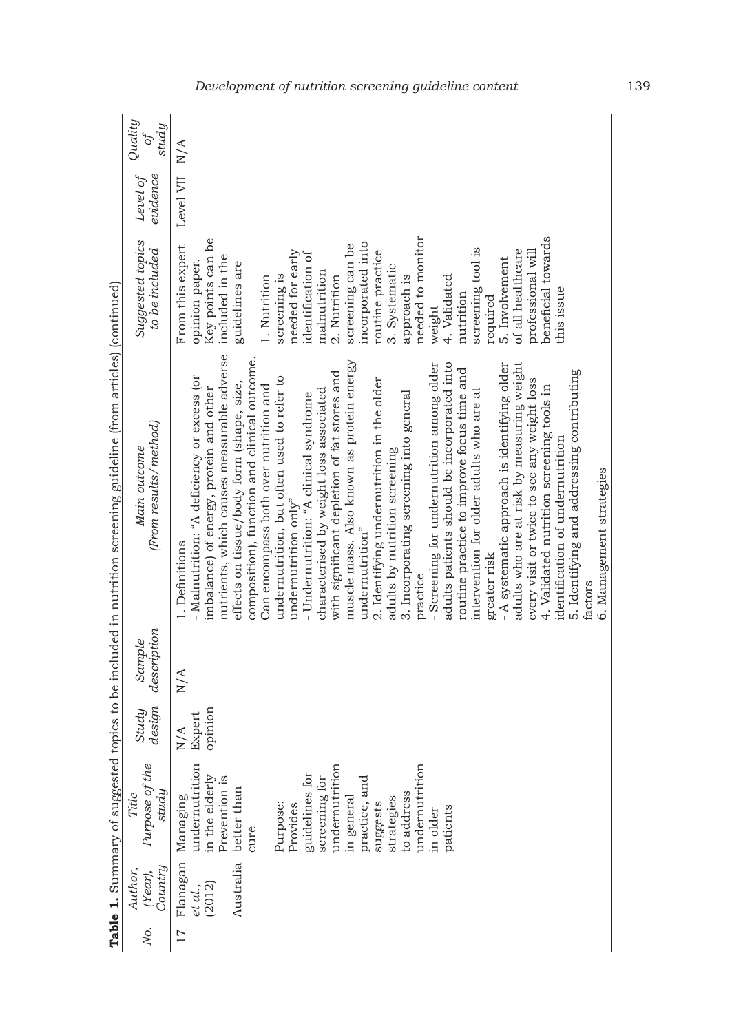**Table 1.** Summary of suggested topics to be included in nutrition screening guideline (from articles) (continued)

| No. | Author, (Year), Country | Title Purpose of the study | Study design | Sample description | Main outcome (From results/method) | Suggested topics to be included | Level of evidence | Quality of study |
|---|---|---|---|---|---|---|---|---|
| 17 | Flanagan *et al.*, (2012) Australia | Managing undernutrition in the elderly Prevention is better than cure<br><br>Purpose: Provides guidelines for screening for undernutrition in general practice, and suggests strategies to address undernutrition in older patients | N/A Expert opinion | N/A | 1. Definitions<br>- Malnutrition: "A deficiency or excess (or imbalance) of energy, protein and other nutrients, which causes measurable adverse effects on tissue/body form (shape, size, composition), function and clinical outcome. Can encompass both over nutrition and undernutrition, but often used to refer to undernutrition only"<br>- Undernutrition: "A clinical syndrome characterised by weight loss associated with significant depletion of fat stores and muscle mass. Also known as protein energy undernutrition"<br>2. Identifying undernutrition in the older adults by nutrition screening<br>3. Incorporating screening into general practice<br>- Screening for undernutrition among older adults patients should be incorporated into routine practice to improve focus time and intervention for older adults who are at greater risk<br>- A systematic approach is identifying older adults who are at risk by measuring weight every visit or twice to see any weight loss<br>4. Validated nutrition screening tools in identification of undernutrition<br>5. Identifying and addressing contributing factors<br>6. Management strategies | From this expert opinion paper. Key points can be included in the guidelines are<br><br>1. Nutrition screening is needed for early identification of malnutrition<br>2. Nutrition screening can be incorporated into routine practice<br>3. Systematic approach is needed to monitor weight<br>4. Validated nutrition screening tool is required<br>5. Involvement of all healthcare professional will beneficial towards this issue | Level VII | N/A |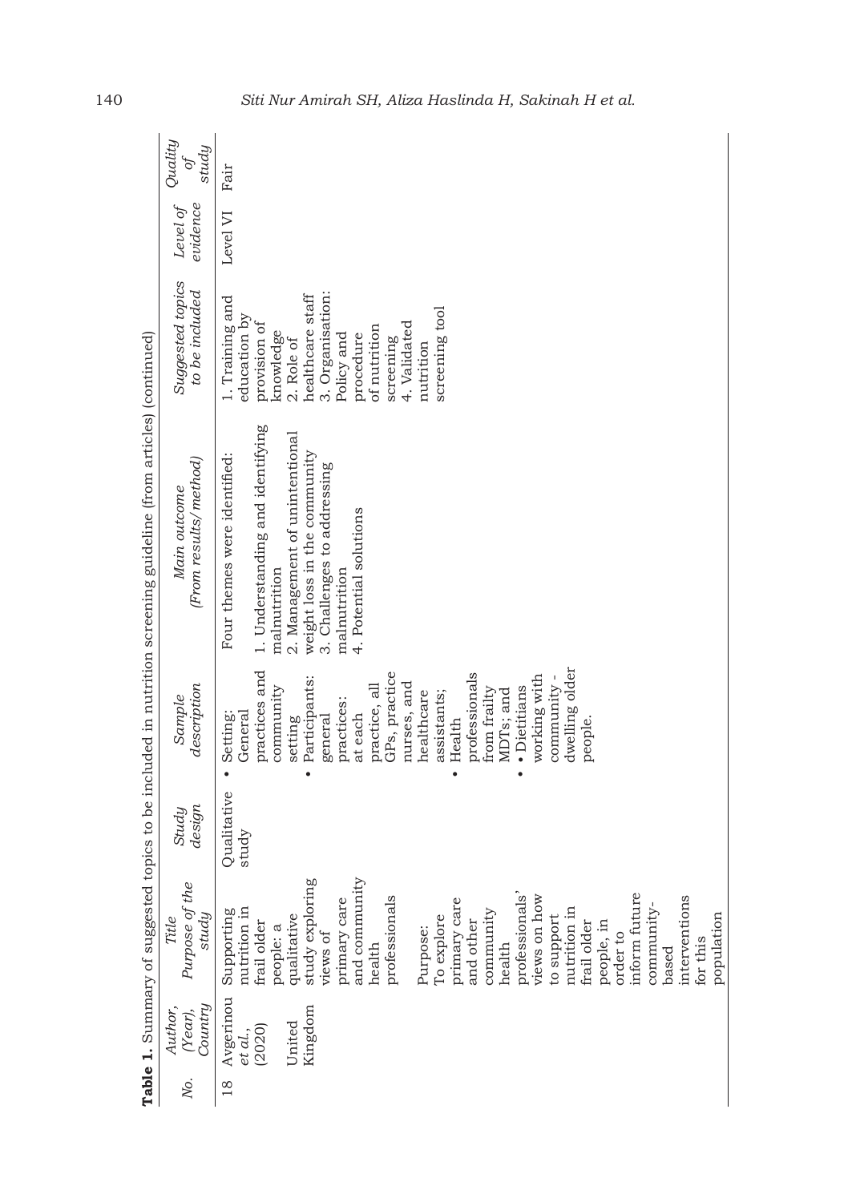**Table 1.** Summary of suggested topics to be included in nutrition screening guideline (from articles) (continued)

| No. | Author, (Year), Country | Title Purpose of the study | Study design | Sample description | Main outcome (From results/method) | Suggested topics to be included | Level of evidence | Quality of study |
|---|---|---|---|---|---|---|---|---|
| 18 | Avgerinou *et al.*, (2020) United Kingdom | Supporting nutrition in frail older people: a qualitative study exploring views of primary care and community health professionals<br><br>Purpose: To explore primary care and other community health professionals' views on how to support nutrition in frail older people, in order to inform future community-based interventions for this population | Qualitative study | • Setting: General practices and community setting<br>• Participants: general practices: at each practice, all GPs, practice nurses, and healthcare assistants;<br>• Health professionals from frailty MDTs; and<br>• • Dietitians working with community-dwelling older people. | Four themes were identified:<br>1. Understanding and identifying malnutrition<br>2. Management of unintentional weight loss in the community<br>3. Challenges to addressing malnutrition<br>4. Potential solutions | 1. Training and education by provision of knowledge<br>2. Role of healthcare staff<br>3. Organisation: Policy and procedure of nutrition screening<br>4. Validated nutrition screening tool | Level VI | Fair |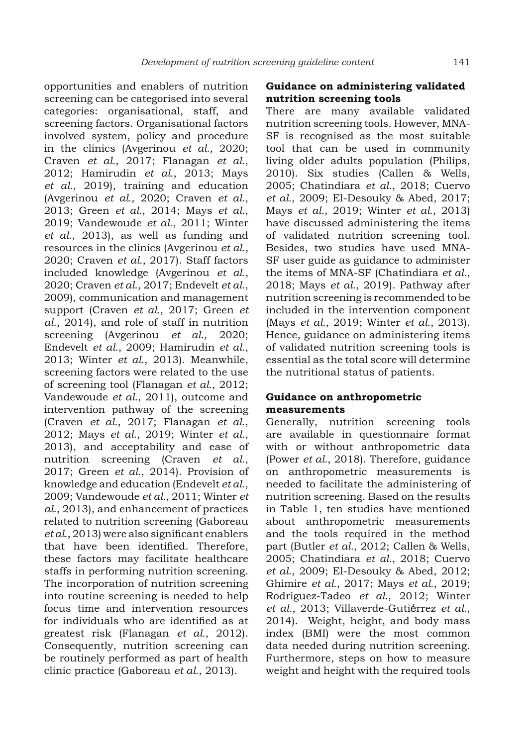opportunities and enablers of nutrition screening can be categorised into several categories: organisational, staff, and screening factors. Organisational factors involved system, policy and procedure in the clinics (Avgerinou *et al.,* 2020; Craven *et al.*, 2017; Flanagan *et al.*, 2012; Hamirudin *et al.*, 2013; Mays *et al.*, 2019), training and education (Avgerinou *et al.,* 2020; Craven *et al.*, 2013; Green *et al.*, 2014; Mays *et al.*, 2019; Vandewoude *et al.*, 2011; Winter *et al.*, 2013), as well as funding and resources in the clinics (Avgerinou *et al.,* 2020; Craven *et al.*, 2017). Staff factors included knowledge (Avgerinou *et al.,* 2020; Craven *et al.*, 2017; Endevelt *et al.*, 2009), communication and management support (Craven *et al.*, 2017; Green *et al.*, 2014), and role of staff in nutrition screening (Avgerinou *et al.,* 2020; Endevelt *et al.*, 2009; Hamirudin *et al.*, 2013; Winter *et al.*, 2013). Meanwhile, screening factors were related to the use of screening tool (Flanagan *et al.*, 2012; Vandewoude *et al.*, 2011), outcome and intervention pathway of the screening (Craven *et al.*, 2017; Flanagan *et al.*, 2012; Mays *et al.*, 2019; Winter *et al.*, 2013), and acceptability and ease of nutrition screening (Craven *et al.*, 2017; Green *et al.*, 2014). Provision of knowledge and education (Endevelt *et al.*, 2009; Vandewoude *et al.*, 2011; Winter *et al.*, 2013), and enhancement of practices related to nutrition screening (Gaboreau *et al.*, 2013) were also significant enablers that have been identified. Therefore, these factors may facilitate healthcare staffs in performing nutrition screening. The incorporation of nutrition screening into routine screening is needed to help focus time and intervention resources for individuals who are identified as at greatest risk (Flanagan *et al.*, 2012). Consequently, nutrition screening can be routinely performed as part of health clinic practice (Gaboreau *et al.*, 2013).

**Guidance on administering validated nutrition screening tools**

There are many available validated nutrition screening tools. However, MNA-SF is recognised as the most suitable tool that can be used in community living older adults population (Philips, 2010). Six studies (Callen & Wells, 2005; Chatindiara *et al.*, 2018; Cuervo *et al.*, 2009; El-Desouky & Abed, 2017; Mays *et al.*, 2019; Winter *et al.*, 2013) have discussed administering the items of validated nutrition screening tool. Besides, two studies have used MNA-SF user guide as guidance to administer the items of MNA-SF (Chatindiara *et al.*, 2018; Mays *et al.*, 2019). Pathway after nutrition screening is recommended to be included in the intervention component (Mays *et al.*, 2019; Winter *et al.*, 2013). Hence, guidance on administering items of validated nutrition screening tools is essential as the total score will determine the nutritional status of patients.

**Guidance on anthropometric measurements**

Generally, nutrition screening tools are available in questionnaire format with or without anthropometric data (Power *et al.*, 2018). Therefore, guidance on anthropometric measurements is needed to facilitate the administering of nutrition screening. Based on the results in Table 1, ten studies have mentioned about anthropometric measurements and the tools required in the method part (Butler *et al.*, 2012; Callen & Wells, 2005; Chatindiara *et al.*, 2018; Cuervo *et al.*, 2009; El-Desouky & Abed, 2012; Ghimire *et al.*, 2017; Mays *et al.*, 2019; Rodriguez-Tadeo *et al.*, 2012; Winter *et al.*, 2013; Villaverde-Gutiérrez *et al.*, 2014). Weight, height, and body mass index (BMI) were the most common data needed during nutrition screening. Furthermore, steps on how to measure weight and height with the required tools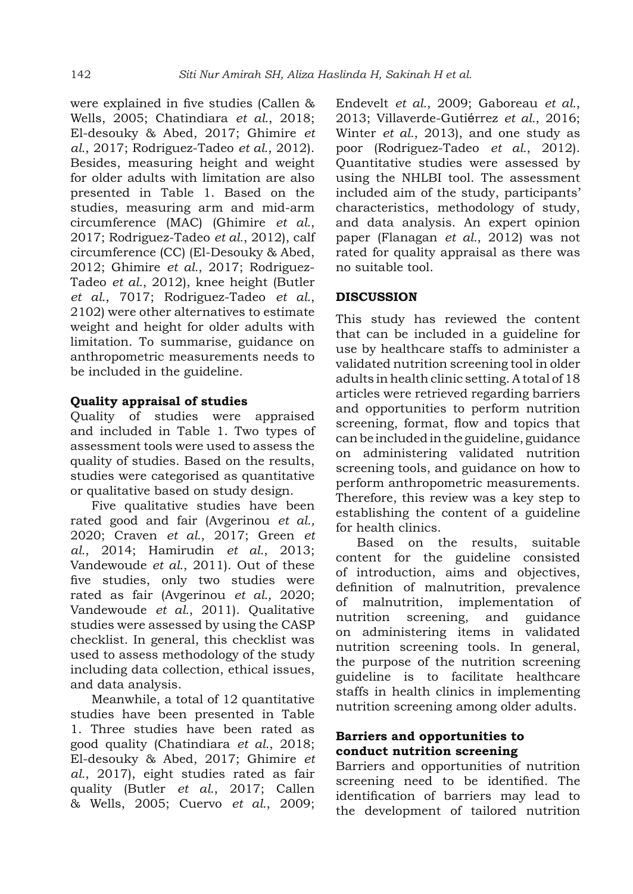were explained in five studies (Callen & Wells, 2005; Chatindiara *et al.*, 2018; El-desouky & Abed, 2017; Ghimire *et al.*, 2017; Rodriguez-Tadeo *et al.*, 2012). Besides, measuring height and weight for older adults with limitation are also presented in Table 1. Based on the studies, measuring arm and mid-arm circumference (MAC) (Ghimire *et al.*, 2017; Rodriguez-Tadeo *et al.*, 2012), calf circumference (CC) (El-Desouky & Abed, 2012; Ghimire *et al.*, 2017; Rodriguez-Tadeo *et al.*, 2012), knee height (Butler *et al.*, 7017; Rodriguez-Tadeo *et al.*, 2102) were other alternatives to estimate weight and height for older adults with limitation. To summarise, guidance on anthropometric measurements needs to be included in the guideline.

**Quality appraisal of studies**

Quality of studies were appraised and included in Table 1. Two types of assessment tools were used to assess the quality of studies. Based on the results, studies were categorised as quantitative or qualitative based on study design.

Five qualitative studies have been rated good and fair (Avgerinou *et al.,* 2020; Craven *et al.*, 2017; Green *et al.*, 2014; Hamirudin *et al.*, 2013; Vandewoude *et al.*, 2011). Out of these five studies, only two studies were rated as fair (Avgerinou *et al.,* 2020; Vandewoude *et al.*, 2011). Qualitative studies were assessed by using the CASP checklist. In general, this checklist was used to assess methodology of the study including data collection, ethical issues, and data analysis.

Meanwhile, a total of 12 quantitative studies have been presented in Table 1. Three studies have been rated as good quality (Chatindiara *et al.*, 2018; El-desouky & Abed, 2017; Ghimire *et al.*, 2017), eight studies rated as fair quality (Butler *et al.*, 2017; Callen & Wells, 2005; Cuervo *et al.*, 2009; Endevelt *et al.*, 2009; Gaboreau *et al.*, 2013; Villaverde-Gutiérrez *et al.*, 2016; Winter *et al.*, 2013), and one study as poor (Rodriguez-Tadeo *et al.*, 2012). Quantitative studies were assessed by using the NHLBI tool. The assessment included aim of the study, participants' characteristics, methodology of study, and data analysis. An expert opinion paper (Flanagan *et al.*, 2012) was not rated for quality appraisal as there was no suitable tool.

## DISCUSSION

This study has reviewed the content that can be included in a guideline for use by healthcare staffs to administer a validated nutrition screening tool in older adults in health clinic setting. A total of 18 articles were retrieved regarding barriers and opportunities to perform nutrition screening, format, flow and topics that can be included in the guideline, guidance on administering validated nutrition screening tools, and guidance on how to perform anthropometric measurements. Therefore, this review was a key step to establishing the content of a guideline for health clinics.

Based on the results, suitable content for the guideline consisted of introduction, aims and objectives, definition of malnutrition, prevalence of malnutrition, implementation of nutrition screening, and guidance on administering items in validated nutrition screening tools. In general, the purpose of the nutrition screening guideline is to facilitate healthcare staffs in health clinics in implementing nutrition screening among older adults.

**Barriers and opportunities to conduct nutrition screening**

Barriers and opportunities of nutrition screening need to be identified. The identification of barriers may lead to the development of tailored nutrition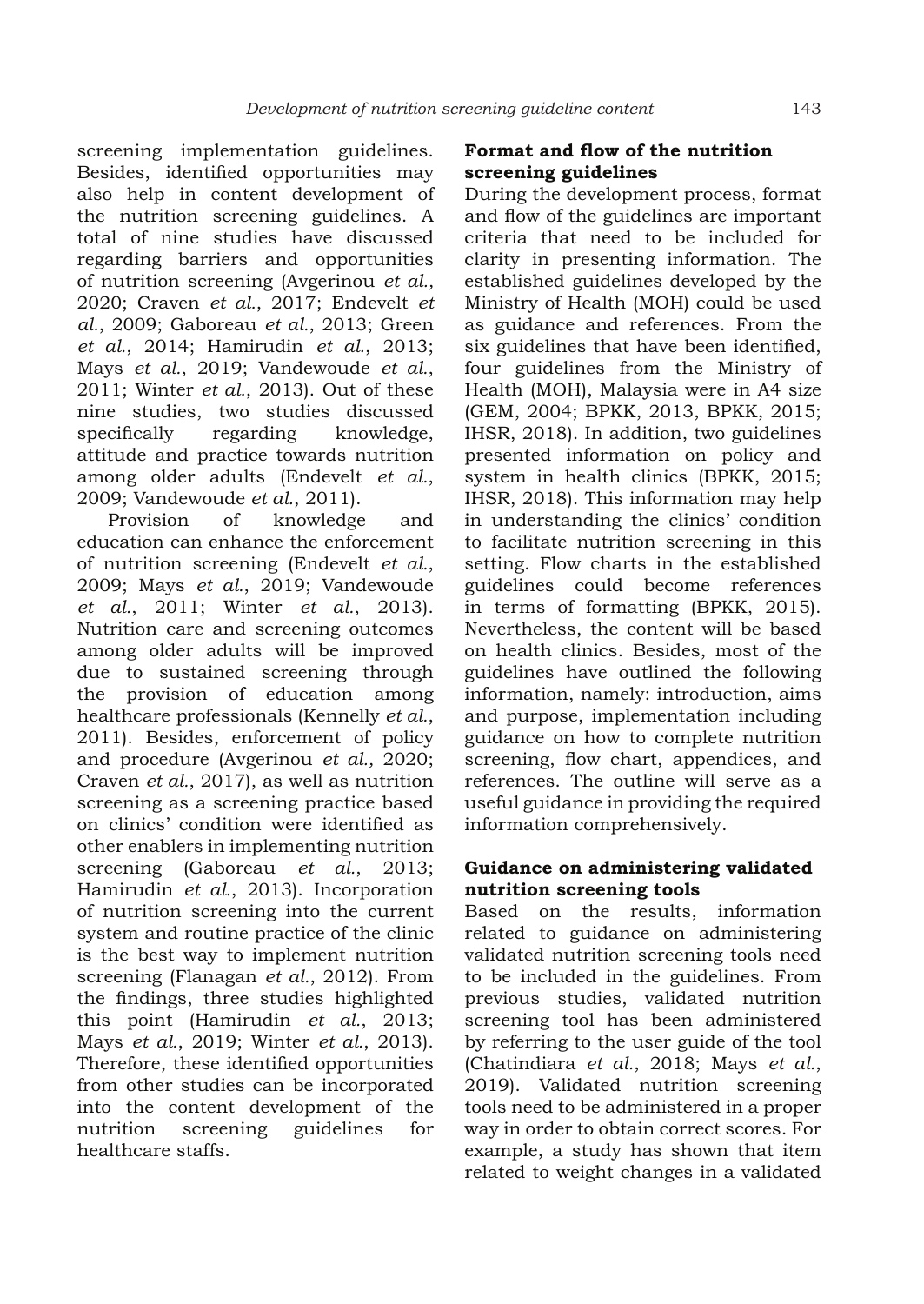screening implementation guidelines. Besides, identified opportunities may also help in content development of the nutrition screening guidelines. A total of nine studies have discussed regarding barriers and opportunities of nutrition screening (Avgerinou *et al.,* 2020; Craven *et al.*, 2017; Endevelt *et al.*, 2009; Gaboreau *et al.*, 2013; Green *et al.*, 2014; Hamirudin *et al.*, 2013; Mays *et al.*, 2019; Vandewoude *et al.*, 2011; Winter *et al.*, 2013). Out of these nine studies, two studies discussed specifically regarding knowledge, attitude and practice towards nutrition among older adults (Endevelt *et al.*, 2009; Vandewoude *et al.*, 2011).

Provision of knowledge and education can enhance the enforcement of nutrition screening (Endevelt *et al.*, 2009; Mays *et al.*, 2019; Vandewoude *et al.*, 2011; Winter *et al.*, 2013). Nutrition care and screening outcomes among older adults will be improved due to sustained screening through the provision of education among healthcare professionals (Kennelly *et al.*, 2011). Besides, enforcement of policy and procedure (Avgerinou *et al.,* 2020; Craven *et al.*, 2017), as well as nutrition screening as a screening practice based on clinics' condition were identified as other enablers in implementing nutrition screening (Gaboreau *et al.*, 2013; Hamirudin *et al.*, 2013). Incorporation of nutrition screening into the current system and routine practice of the clinic is the best way to implement nutrition screening (Flanagan *et al.*, 2012). From the findings, three studies highlighted this point (Hamirudin *et al.*, 2013; Mays *et al.*, 2019; Winter *et al.*, 2013). Therefore, these identified opportunities from other studies can be incorporated into the content development of the nutrition screening guidelines for healthcare staffs.

**Format and flow of the nutrition screening guidelines**

During the development process, format and flow of the guidelines are important criteria that need to be included for clarity in presenting information. The established guidelines developed by the Ministry of Health (MOH) could be used as guidance and references. From the six guidelines that have been identified, four guidelines from the Ministry of Health (MOH), Malaysia were in A4 size (GEM, 2004; BPKK, 2013, BPKK, 2015; IHSR, 2018). In addition, two guidelines presented information on policy and system in health clinics (BPKK, 2015; IHSR, 2018). This information may help in understanding the clinics' condition to facilitate nutrition screening in this setting. Flow charts in the established guidelines could become references in terms of formatting (BPKK, 2015). Nevertheless, the content will be based on health clinics. Besides, most of the guidelines have outlined the following information, namely: introduction, aims and purpose, implementation including guidance on how to complete nutrition screening, flow chart, appendices, and references. The outline will serve as a useful guidance in providing the required information comprehensively.

**Guidance on administering validated nutrition screening tools**

Based on the results, information related to guidance on administering validated nutrition screening tools need to be included in the guidelines. From previous studies, validated nutrition screening tool has been administered by referring to the user guide of the tool (Chatindiara *et al.*, 2018; Mays *et al.*, 2019). Validated nutrition screening tools need to be administered in a proper way in order to obtain correct scores. For example, a study has shown that item related to weight changes in a validated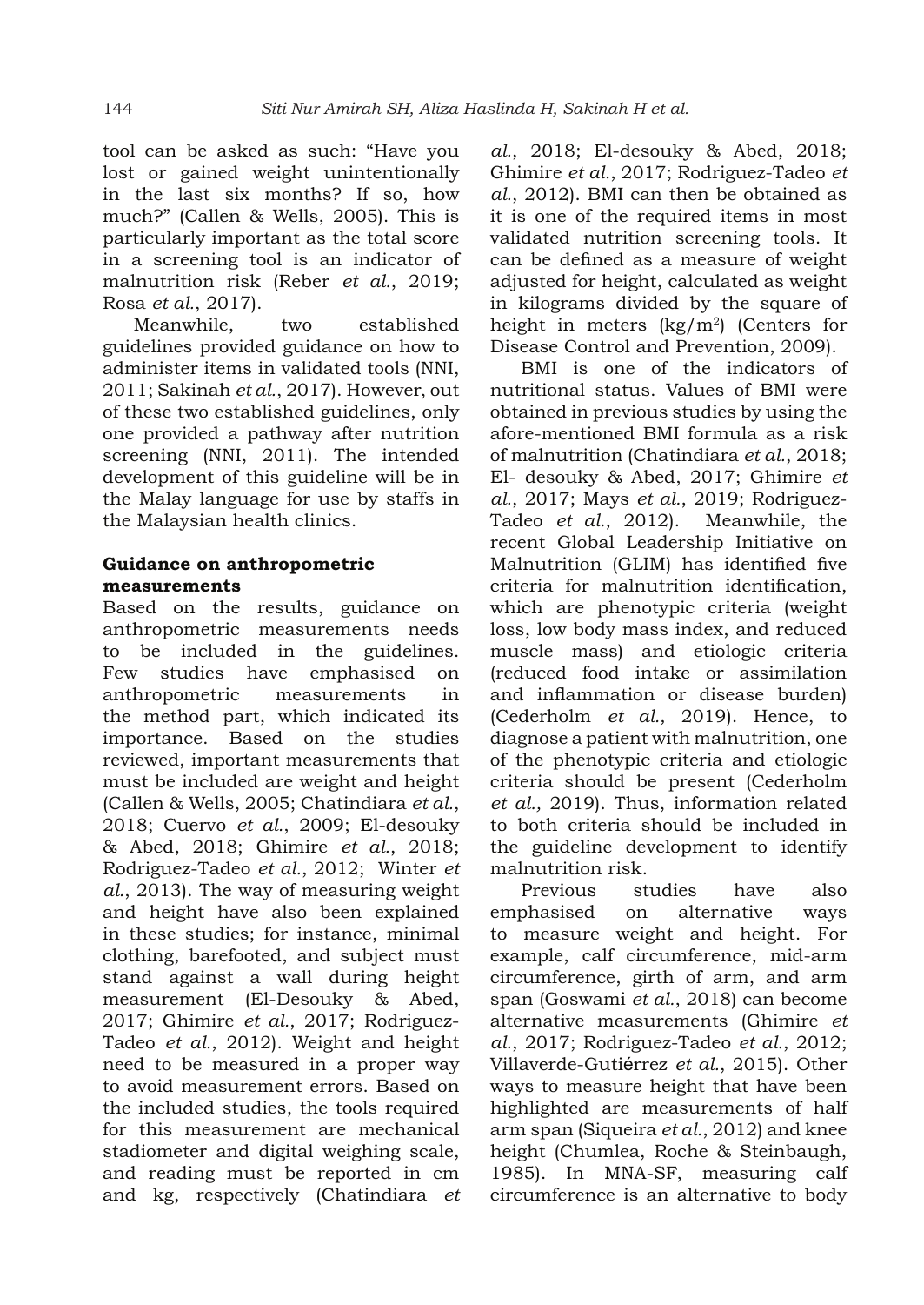tool can be asked as such: "Have you lost or gained weight unintentionally in the last six months? If so, how much?" (Callen & Wells, 2005). This is particularly important as the total score in a screening tool is an indicator of malnutrition risk (Reber *et al.*, 2019; Rosa *et al.*, 2017).

Meanwhile, two established guidelines provided guidance on how to administer items in validated tools (NNI, 2011; Sakinah *et al.*, 2017). However, out of these two established guidelines, only one provided a pathway after nutrition screening (NNI, 2011). The intended development of this guideline will be in the Malay language for use by staffs in the Malaysian health clinics.

**Guidance on anthropometric measurements**

Based on the results, guidance on anthropometric measurements needs to be included in the guidelines. Few studies have emphasised on anthropometric measurements in the method part, which indicated its importance. Based on the studies reviewed, important measurements that must be included are weight and height (Callen & Wells, 2005; Chatindiara *et al.*, 2018; Cuervo *et al.*, 2009; El-desouky & Abed, 2018; Ghimire *et al.*, 2018; Rodriguez-Tadeo *et al.*, 2012; Winter *et al.*, 2013). The way of measuring weight and height have also been explained in these studies; for instance, minimal clothing, barefooted, and subject must stand against a wall during height measurement (El-Desouky & Abed, 2017; Ghimire *et al.*, 2017; Rodriguez-Tadeo *et al.*, 2012). Weight and height need to be measured in a proper way to avoid measurement errors. Based on the included studies, the tools required for this measurement are mechanical stadiometer and digital weighing scale, and reading must be reported in cm and kg, respectively (Chatindiara *et al.*, 2018; El-desouky & Abed, 2018; Ghimire *et al.*, 2017; Rodriguez-Tadeo *et al.*, 2012). BMI can then be obtained as it is one of the required items in most validated nutrition screening tools. It can be defined as a measure of weight adjusted for height, calculated as weight in kilograms divided by the square of height in meters ($kg/m^2$) (Centers for Disease Control and Prevention, 2009).

BMI is one of the indicators of nutritional status. Values of BMI were obtained in previous studies by using the afore-mentioned BMI formula as a risk of malnutrition (Chatindiara *et al.*, 2018; El- desouky & Abed, 2017; Ghimire *et al.*, 2017; Mays *et al.*, 2019; Rodriguez-Tadeo *et al.*, 2012). Meanwhile, the recent Global Leadership Initiative on Malnutrition (GLIM) has identified five criteria for malnutrition identification, which are phenotypic criteria (weight loss, low body mass index, and reduced muscle mass) and etiologic criteria (reduced food intake or assimilation and inflammation or disease burden) (Cederholm *et al.,* 2019). Hence, to diagnose a patient with malnutrition, one of the phenotypic criteria and etiologic criteria should be present (Cederholm *et al.,* 2019). Thus, information related to both criteria should be included in the guideline development to identify malnutrition risk.

Previous studies have also emphasised on alternative ways to measure weight and height. For example, calf circumference, mid-arm circumference, girth of arm, and arm span (Goswami *et al.*, 2018) can become alternative measurements (Ghimire *et al.*, 2017; Rodriguez-Tadeo *et al.*, 2012; Villaverde-Gutiérrez *et al.*, 2015). Other ways to measure height that have been highlighted are measurements of half arm span (Siqueira *et al.*, 2012) and knee height (Chumlea, Roche & Steinbaugh, 1985). In MNA-SF, measuring calf circumference is an alternative to body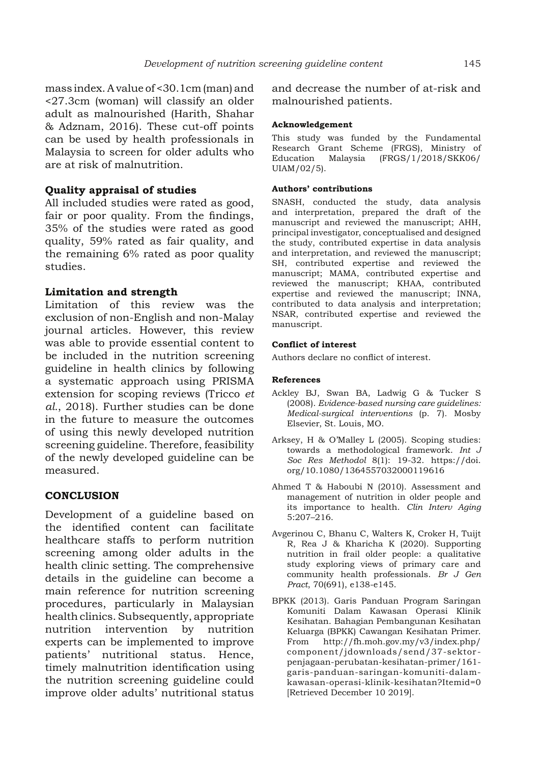mass index. A value of <30.1cm (man) and <27.3cm (woman) will classify an older adult as malnourished (Harith, Shahar & Adznam, 2016). These cut-off points can be used by health professionals in Malaysia to screen for older adults who are at risk of malnutrition.

### Quality appraisal of studies

All included studies were rated as good, fair or poor quality. From the findings, 35% of the studies were rated as good quality, 59% rated as fair quality, and the remaining 6% rated as poor quality studies.

### Limitation and strength

Limitation of this review was the exclusion of non-English and non-Malay journal articles. However, this review was able to provide essential content to be included in the nutrition screening guideline in health clinics by following a systematic approach using PRISMA extension for scoping reviews (Tricco *et al.*, 2018). Further studies can be done in the future to measure the outcomes of using this newly developed nutrition screening guideline. Therefore, feasibility of the newly developed guideline can be measured.

## CONCLUSION

Development of a guideline based on the identified content can facilitate healthcare staffs to perform nutrition screening among older adults in the health clinic setting. The comprehensive details in the guideline can become a main reference for nutrition screening procedures, particularly in Malaysian health clinics. Subsequently, appropriate nutrition intervention by nutrition experts can be implemented to improve patients' nutritional status. Hence, timely malnutrition identification using the nutrition screening guideline could improve older adults' nutritional status and decrease the number of at-risk and malnourished patients.

#### Acknowledgement

This study was funded by the Fundamental Research Grant Scheme (FRGS), Ministry of Education Malaysia (FRGS/1/2018/SKK06/UIAM/02/5).

#### Authors' contributions

SNASH, conducted the study, data analysis and interpretation, prepared the draft of the manuscript and reviewed the manuscript; AHH, principal investigator, conceptualised and designed the study, contributed expertise in data analysis and interpretation, and reviewed the manuscript; SH, contributed expertise and reviewed the manuscript; MAMA, contributed expertise and reviewed the manuscript; KHAA, contributed expertise and reviewed the manuscript; INNA, contributed to data analysis and interpretation; NSAR, contributed expertise and reviewed the manuscript.

#### Conflict of interest

Authors declare no conflict of interest.

#### References

Ackley BJ, Swan BA, Ladwig G & Tucker S (2008). *Evidence-based nursing care guidelines: Medical-surgical interventions* (p. 7). Mosby Elsevier, St. Louis, MO.

Arksey, H & O'Malley L (2005). Scoping studies: towards a methodological framework. *Int J Soc Res Methodol* 8(1): 19-32. https://doi.org/10.1080/1364557032000119616

Ahmed T & Haboubi N (2010). Assessment and management of nutrition in older people and its importance to health. *Clin Interv Aging* 5:207–216.

Avgerinou C, Bhanu C, Walters K, Croker H, Tuijt R, Rea J & Kharicha K (2020). Supporting nutrition in frail older people: a qualitative study exploring views of primary care and community health professionals. *Br J Gen Pract*, 70(691), e138-e145.

BPKK (2013). Garis Panduan Program Saringan Komuniti Dalam Kawasan Operasi Klinik Kesihatan. Bahagian Pembangunan Kesihatan Keluarga (BPKK) Cawangan Kesihatan Primer. From http://fh.moh.gov.my/v3/index.php/component/jdownloads/send/37-sektor-penjagaan-perubatan-kesihatan-primer/161-garis-panduan-saringan-komuniti-dalam-kawasan-operasi-klinik-kesihatan?Itemid=0 [Retrieved December 10 2019].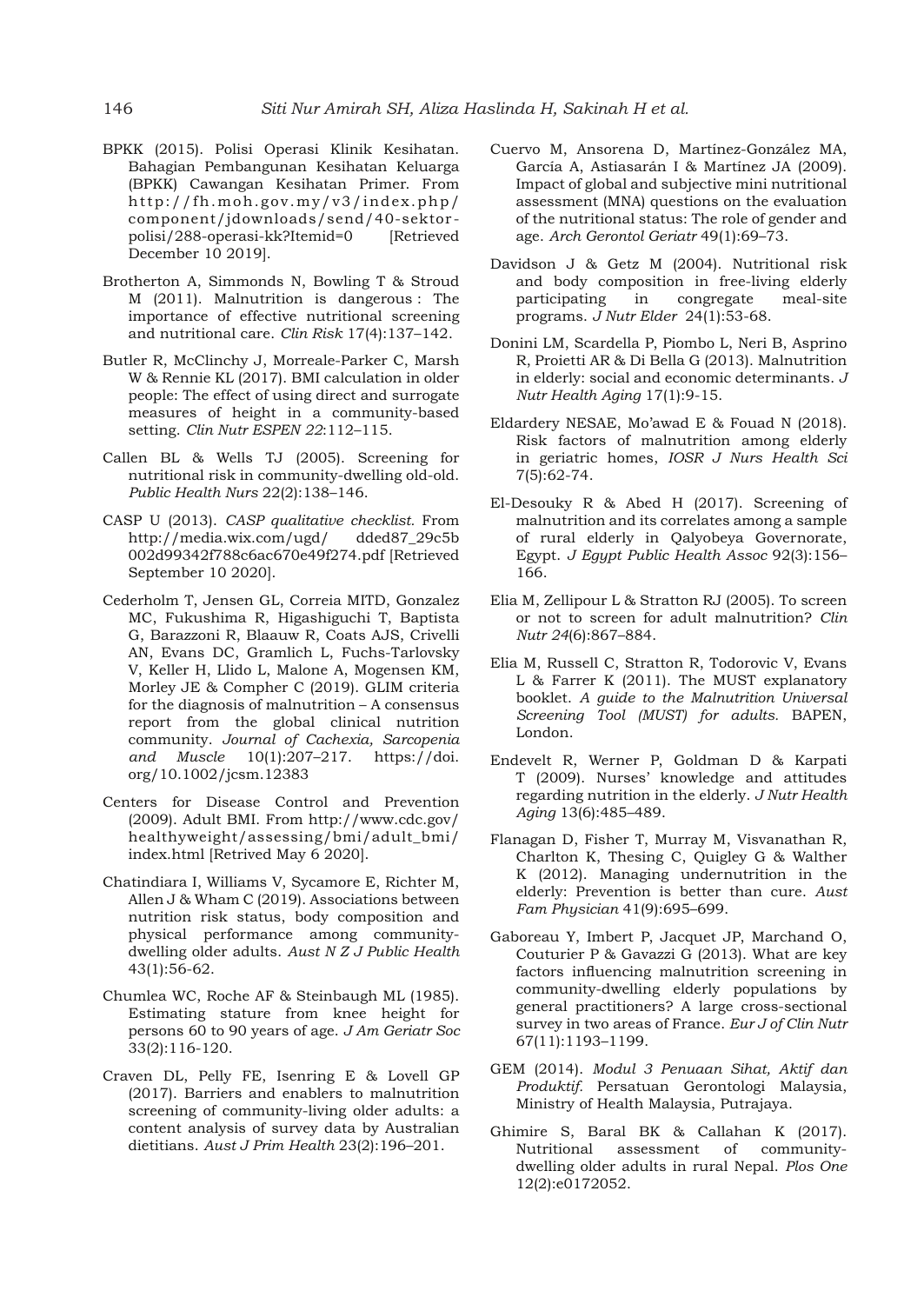BPKK (2015). Polisi Operasi Klinik Kesihatan. Bahagian Pembangunan Kesihatan Keluarga (BPKK) Cawangan Kesihatan Primer. From http://fh.moh.gov.my/v3/index.php/component/jdownloads/send/40-sektor-polisi/288-operasi-kk?Itemid=0 [Retrieved December 10 2019].

Brotherton A, Simmonds N, Bowling T & Stroud M (2011). Malnutrition is dangerous : The importance of effective nutritional screening and nutritional care. *Clin Risk* 17(4):137–142.

Butler R, McClinchy J, Morreale-Parker C, Marsh W & Rennie KL (2017). BMI calculation in older people: The effect of using direct and surrogate measures of height in a community-based setting. *Clin Nutr ESPEN 22*:112–115.

Callen BL & Wells TJ (2005). Screening for nutritional risk in community-dwelling old-old. *Public Health Nurs* 22(2):138–146.

CASP U (2013). *CASP qualitative checklist.* From http://media.wix.com/ugd/ dded87_29c5b002d99342f788c6ac670e49f274.pdf [Retrieved September 10 2020].

Cederholm T, Jensen GL, Correia MITD, Gonzalez MC, Fukushima R, Higashiguchi T, Baptista G, Barazzoni R, Blaauw R, Coats AJS, Crivelli AN, Evans DC, Gramlich L, Fuchs-Tarlovsky V, Keller H, Llido L, Malone A, Mogensen KM, Morley JE & Compher C (2019). GLIM criteria for the diagnosis of malnutrition – A consensus report from the global clinical nutrition community. *Journal of Cachexia, Sarcopenia and Muscle* 10(1):207–217. https://doi.org/10.1002/jcsm.12383

Centers for Disease Control and Prevention (2009). Adult BMI. From http://www.cdc.gov/healthyweight/assessing/bmi/adult_bmi/index.html [Retrived May 6 2020].

Chatindiara I, Williams V, Sycamore E, Richter M, Allen J & Wham C (2019). Associations between nutrition risk status, body composition and physical performance among community-dwelling older adults. *Aust N Z J Public Health* 43(1):56-62.

Chumlea WC, Roche AF & Steinbaugh ML (1985). Estimating stature from knee height for persons 60 to 90 years of age. *J Am Geriatr Soc* 33(2):116-120.

Craven DL, Pelly FE, Isenring E & Lovell GP (2017). Barriers and enablers to malnutrition screening of community-living older adults: a content analysis of survey data by Australian dietitians. *Aust J Prim Health* 23(2):196–201.

Cuervo M, Ansorena D, Martínez-González MA, García A, Astiasarán I & Martínez JA (2009). Impact of global and subjective mini nutritional assessment (MNA) questions on the evaluation of the nutritional status: The role of gender and age. *Arch Gerontol Geriatr* 49(1):69–73.

Davidson J & Getz M (2004). Nutritional risk and body composition in free-living elderly participating in congregate meal-site programs. *J Nutr Elder* 24(1):53-68.

Donini LM, Scardella P, Piombo L, Neri B, Asprino R, Proietti AR & Di Bella G (2013). Malnutrition in elderly: social and economic determinants. *J Nutr Health Aging* 17(1):9-15.

Eldardery NESAE, Mo'awad E & Fouad N (2018). Risk factors of malnutrition among elderly in geriatric homes, *IOSR J Nurs Health Sci* 7(5):62-74.

El-Desouky R & Abed H (2017). Screening of malnutrition and its correlates among a sample of rural elderly in Qalyobeya Governorate, Egypt. *J Egypt Public Health Assoc* 92(3):156–166.

Elia M, Zellipour L & Stratton RJ (2005). To screen or not to screen for adult malnutrition? *Clin Nutr 24*(6):867–884.

Elia M, Russell C, Stratton R, Todorovic V, Evans L & Farrer K (2011). The MUST explanatory booklet. *A guide to the Malnutrition Universal Screening Tool (MUST) for adults.* BAPEN, London.

Endevelt R, Werner P, Goldman D & Karpati T (2009). Nurses' knowledge and attitudes regarding nutrition in the elderly. *J Nutr Health Aging* 13(6):485–489.

Flanagan D, Fisher T, Murray M, Visvanathan R, Charlton K, Thesing C, Quigley G & Walther K (2012). Managing undernutrition in the elderly: Prevention is better than cure. *Aust Fam Physician* 41(9):695–699.

Gaboreau Y, Imbert P, Jacquet JP, Marchand O, Couturier P & Gavazzi G (2013). What are key factors influencing malnutrition screening in community-dwelling elderly populations by general practitioners? A large cross-sectional survey in two areas of France. *Eur J of Clin Nutr* 67(11):1193–1199.

GEM (2014). *Modul 3 Penuaan Sihat, Aktif dan Produktif.* Persatuan Gerontologi Malaysia, Ministry of Health Malaysia, Putrajaya.

Ghimire S, Baral BK & Callahan K (2017). Nutritional assessment of community-dwelling older adults in rural Nepal. *Plos One* 12(2):e0172052.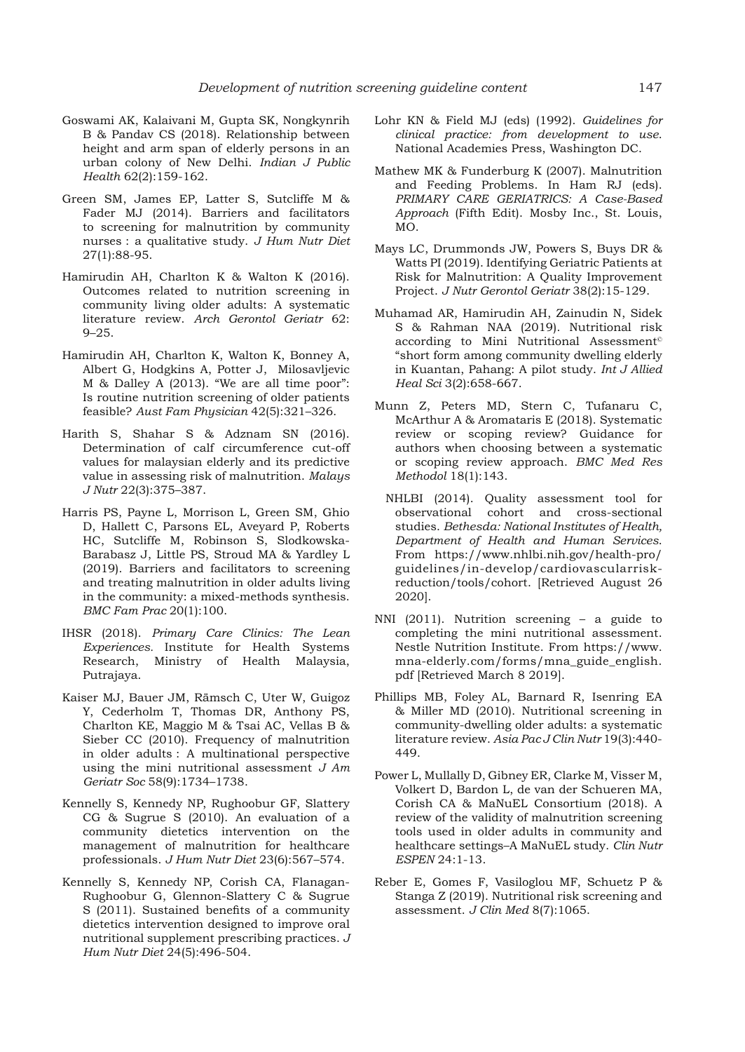Goswami AK, Kalaivani M, Gupta SK, Nongkynrih B & Pandav CS (2018). Relationship between height and arm span of elderly persons in an urban colony of New Delhi. *Indian J Public Health* 62(2):159-162.

Green SM, James EP, Latter S, Sutcliffe M & Fader MJ (2014). Barriers and facilitators to screening for malnutrition by community nurses : a qualitative study. *J Hum Nutr Diet* 27(1):88-95.

Hamirudin AH, Charlton K & Walton K (2016). Outcomes related to nutrition screening in community living older adults: A systematic literature review. *Arch Gerontol Geriatr* 62: 9–25.

Hamirudin AH, Charlton K, Walton K, Bonney A, Albert G, Hodgkins A, Potter J, Milosavljevic M & Dalley A (2013). "We are all time poor": Is routine nutrition screening of older patients feasible? *Aust Fam Physician* 42(5):321–326.

Harith S, Shahar S & Adznam SN (2016). Determination of calf circumference cut-off values for malaysian elderly and its predictive value in assessing risk of malnutrition. *Malays J Nutr* 22(3):375–387.

Harris PS, Payne L, Morrison L, Green SM, Ghio D, Hallett C, Parsons EL, Aveyard P, Roberts HC, Sutcliffe M, Robinson S, Slodkowska-Barabasz J, Little PS, Stroud MA & Yardley L (2019). Barriers and facilitators to screening and treating malnutrition in older adults living in the community: a mixed-methods synthesis. *BMC Fam Prac* 20(1):100.

IHSR (2018). *Primary Care Clinics: The Lean Experiences.* Institute for Health Systems Research, Ministry of Health Malaysia, Putrajaya.

Kaiser MJ, Bauer JM, Rämsch C, Uter W, Guigoz Y, Cederholm T, Thomas DR, Anthony PS, Charlton KE, Maggio M & Tsai AC, Vellas B & Sieber CC (2010). Frequency of malnutrition in older adults : A multinational perspective using the mini nutritional assessment *J Am Geriatr Soc* 58(9):1734–1738.

Kennelly S, Kennedy NP, Rughoobur GF, Slattery CG & Sugrue S (2010). An evaluation of a community dietetics intervention on the management of malnutrition for healthcare professionals. *J Hum Nutr Diet* 23(6):567–574.

Kennelly S, Kennedy NP, Corish CA, Flanagan-Rughoobur G, Glennon-Slattery C & Sugrue S (2011). Sustained benefits of a community dietetics intervention designed to improve oral nutritional supplement prescribing practices. *J Hum Nutr Diet* 24(5):496-504.

Lohr KN & Field MJ (eds) (1992). *Guidelines for clinical practice: from development to use.* National Academies Press, Washington DC.

Mathew MK & Funderburg K (2007). Malnutrition and Feeding Problems. In Ham RJ (eds). *PRIMARY CARE GERIATRICS: A Case-Based Approach* (Fifth Edit). Mosby Inc., St. Louis, MO.

Mays LC, Drummonds JW, Powers S, Buys DR & Watts PI (2019). Identifying Geriatric Patients at Risk for Malnutrition: A Quality Improvement Project. *J Nutr Gerontol Geriatr* 38(2):15-129.

Muhamad AR, Hamirudin AH, Zainudin N, Sidek S & Rahman NAA (2019). Nutritional risk according to Mini Nutritional Assessment© "short form among community dwelling elderly in Kuantan, Pahang: A pilot study. *Int J Allied Heal Sci* 3(2):658-667.

Munn Z, Peters MD, Stern C, Tufanaru C, McArthur A & Aromataris E (2018). Systematic review or scoping review? Guidance for authors when choosing between a systematic or scoping review approach. *BMC Med Res Methodol* 18(1):143.

NHLBI (2014). Quality assessment tool for observational cohort and cross-sectional studies. *Bethesda: National Institutes of Health, Department of Health and Human Services.* From https://www.nhlbi.nih.gov/health-pro/guidelines/in-develop/cardiovascularrisk-reduction/tools/cohort. [Retrieved August 26 2020].

NNI (2011). Nutrition screening – a guide to completing the mini nutritional assessment. Nestle Nutrition Institute. From https://www.mna-elderly.com/forms/mna_guide_english.pdf [Retrieved March 8 2019].

Phillips MB, Foley AL, Barnard R, Isenring EA & Miller MD (2010). Nutritional screening in community-dwelling older adults: a systematic literature review. *Asia Pac J Clin Nutr* 19(3):440-449.

Power L, Mullally D, Gibney ER, Clarke M, Visser M, Volkert D, Bardon L, de van der Schueren MA, Corish CA & MaNuEL Consortium (2018). A review of the validity of malnutrition screening tools used in older adults in community and healthcare settings–A MaNuEL study. *Clin Nutr ESPEN* 24:1-13.

Reber E, Gomes F, Vasiloglou MF, Schuetz P & Stanga Z (2019). Nutritional risk screening and assessment. *J Clin Med* 8(7):1065.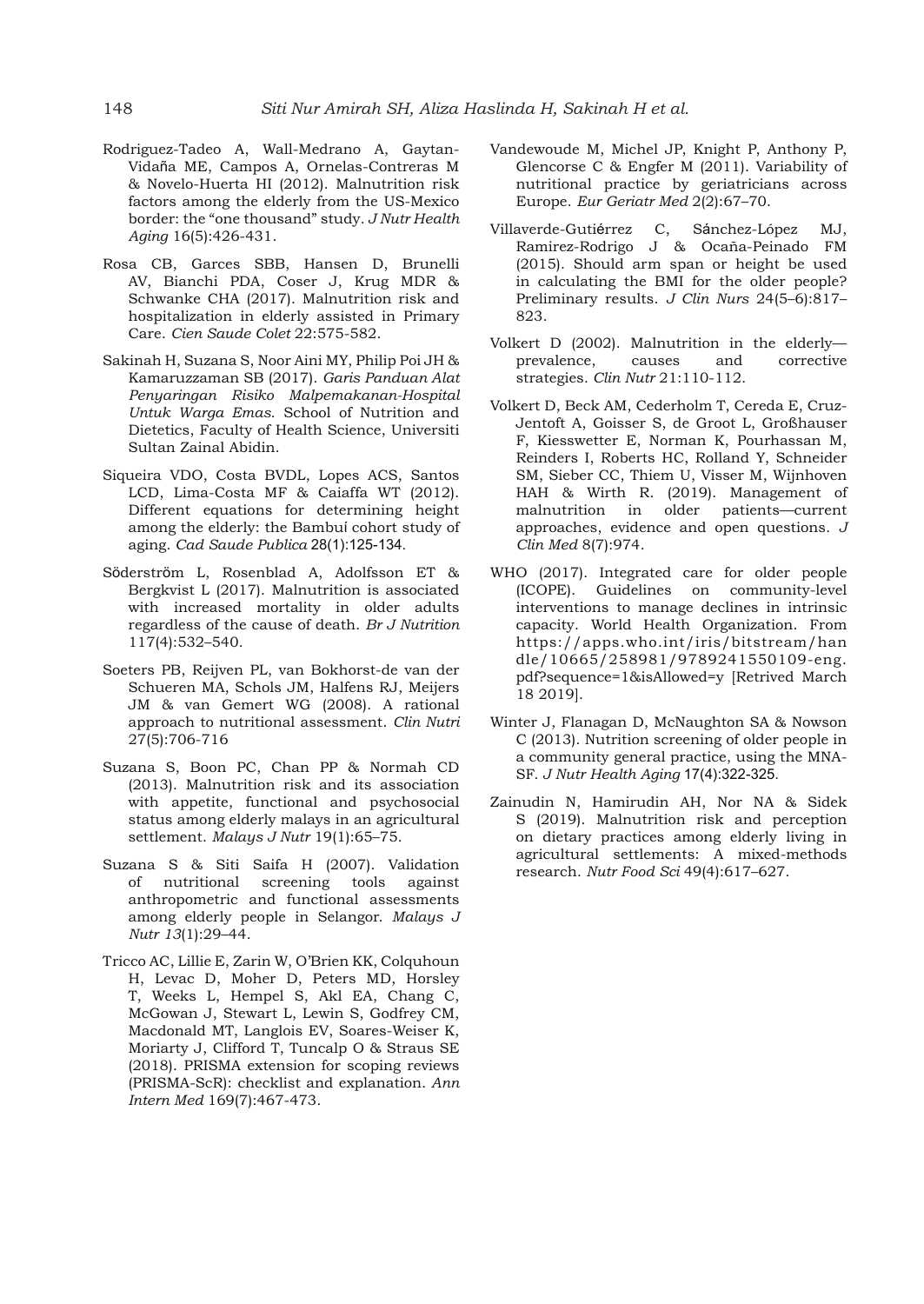Rodriguez-Tadeo A, Wall-Medrano A, Gaytan-Vidaña ME, Campos A, Ornelas-Contreras M & Novelo-Huerta HI (2012). Malnutrition risk factors among the elderly from the US-Mexico border: the "one thousand" study. *J Nutr Health Aging* 16(5):426-431.

Rosa CB, Garces SBB, Hansen D, Brunelli AV, Bianchi PDA, Coser J, Krug MDR & Schwanke CHA (2017). Malnutrition risk and hospitalization in elderly assisted in Primary Care. *Cien Saude Colet* 22:575-582.

Sakinah H, Suzana S, Noor Aini MY, Philip Poi JH & Kamaruzzaman SB (2017). *Garis Panduan Alat Penyaringan Risiko Malpemakanan-Hospital Untuk Warga Emas.* School of Nutrition and Dietetics, Faculty of Health Science, Universiti Sultan Zainal Abidin.

Siqueira VDO, Costa BVDL, Lopes ACS, Santos LCD, Lima-Costa MF & Caiaffa WT (2012). Different equations for determining height among the elderly: the Bambuí cohort study of aging. *Cad Saude Publica* 28(1):125-134.

Söderström L, Rosenblad A, Adolfsson ET & Bergkvist L (2017). Malnutrition is associated with increased mortality in older adults regardless of the cause of death. *Br J Nutrition* 117(4):532–540.

Soeters PB, Reijven PL, van Bokhorst-de van der Schueren MA, Schols JM, Halfens RJ, Meijers JM & van Gemert WG (2008). A rational approach to nutritional assessment. *Clin Nutri* 27(5):706-716

Suzana S, Boon PC, Chan PP & Normah CD (2013). Malnutrition risk and its association with appetite, functional and psychosocial status among elderly malays in an agricultural settlement. *Malays J Nutr* 19(1):65–75.

Suzana S & Siti Saifa H (2007). Validation of nutritional screening tools against anthropometric and functional assessments among elderly people in Selangor. *Malays J Nutr 13*(1):29–44.

Tricco AC, Lillie E, Zarin W, O'Brien KK, Colquhoun H, Levac D, Moher D, Peters MD, Horsley T, Weeks L, Hempel S, Akl EA, Chang C, McGowan J, Stewart L, Lewin S, Godfrey CM, Macdonald MT, Langlois EV, Soares-Weiser K, Moriarty J, Clifford T, Tuncalp O & Straus SE (2018). PRISMA extension for scoping reviews (PRISMA-ScR): checklist and explanation. *Ann Intern Med* 169(7):467-473.

Vandewoude M, Michel JP, Knight P, Anthony P, Glencorse C & Engfer M (2011). Variability of nutritional practice by geriatricians across Europe. *Eur Geriatr Med* 2(2):67–70.

Villaverde-Gutiérrez C, Sánchez-López MJ, Ramirez-Rodrigo J & Ocaña-Peinado FM (2015). Should arm span or height be used in calculating the BMI for the older people? Preliminary results. *J Clin Nurs* 24(5–6):817–823.

Volkert D (2002). Malnutrition in the elderly—prevalence, causes and corrective strategies. *Clin Nutr* 21:110-112.

Volkert D, Beck AM, Cederholm T, Cereda E, Cruz-Jentoft A, Goisser S, de Groot L, Großhauser F, Kiesswetter E, Norman K, Pourhassan M, Reinders I, Roberts HC, Rolland Y, Schneider SM, Sieber CC, Thiem U, Visser M, Wijnhoven HAH & Wirth R. (2019). Management of malnutrition in older patients—current approaches, evidence and open questions. *J Clin Med* 8(7):974.

WHO (2017). Integrated care for older people (ICOPE). Guidelines on community-level interventions to manage declines in intrinsic capacity. World Health Organization. From https://apps.who.int/iris/bitstream/handle/10665/258981/9789241550109-eng.pdf?sequence=1&isAllowed=y [Retrived March 18 2019].

Winter J, Flanagan D, McNaughton SA & Nowson C (2013). Nutrition screening of older people in a community general practice, using the MNA-SF. *J Nutr Health Aging* 17(4):322-325.

Zainudin N, Hamirudin AH, Nor NA & Sidek S (2019). Malnutrition risk and perception on dietary practices among elderly living in agricultural settlements: A mixed-methods research. *Nutr Food Sci* 49(4):617–627.